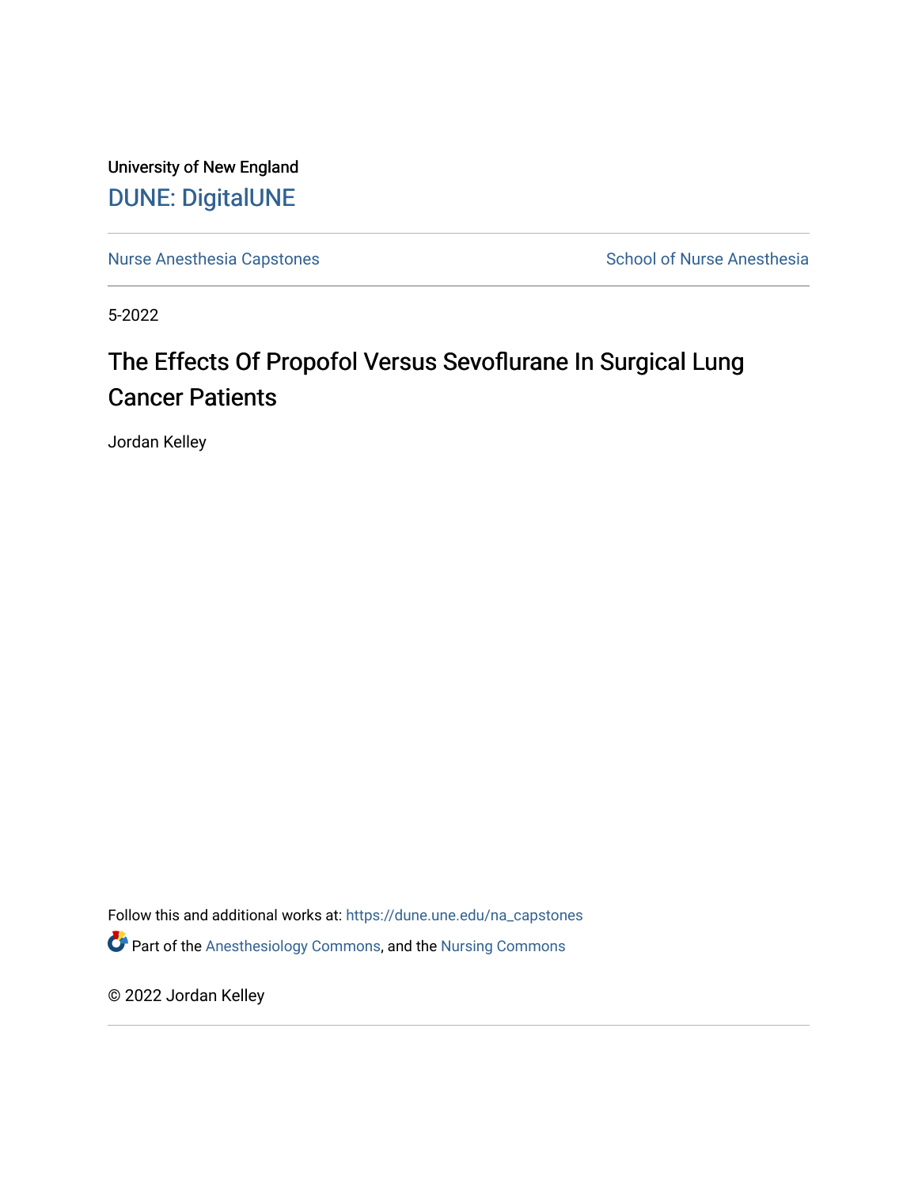University of New England

DUNE: DigitalUNE

Nurse Anesthesia Capstones

School of Nurse Anesthesia

5-2022

# The Effects Of Propofol Versus Sevoflurane In Surgical Lung Cancer Patients

Jordan Kelley

Follow this and additional works at: https://dune.une.edu/na_capstones

Part of the Anesthesiology Commons, and the Nursing Commons

© 2022 Jordan Kelley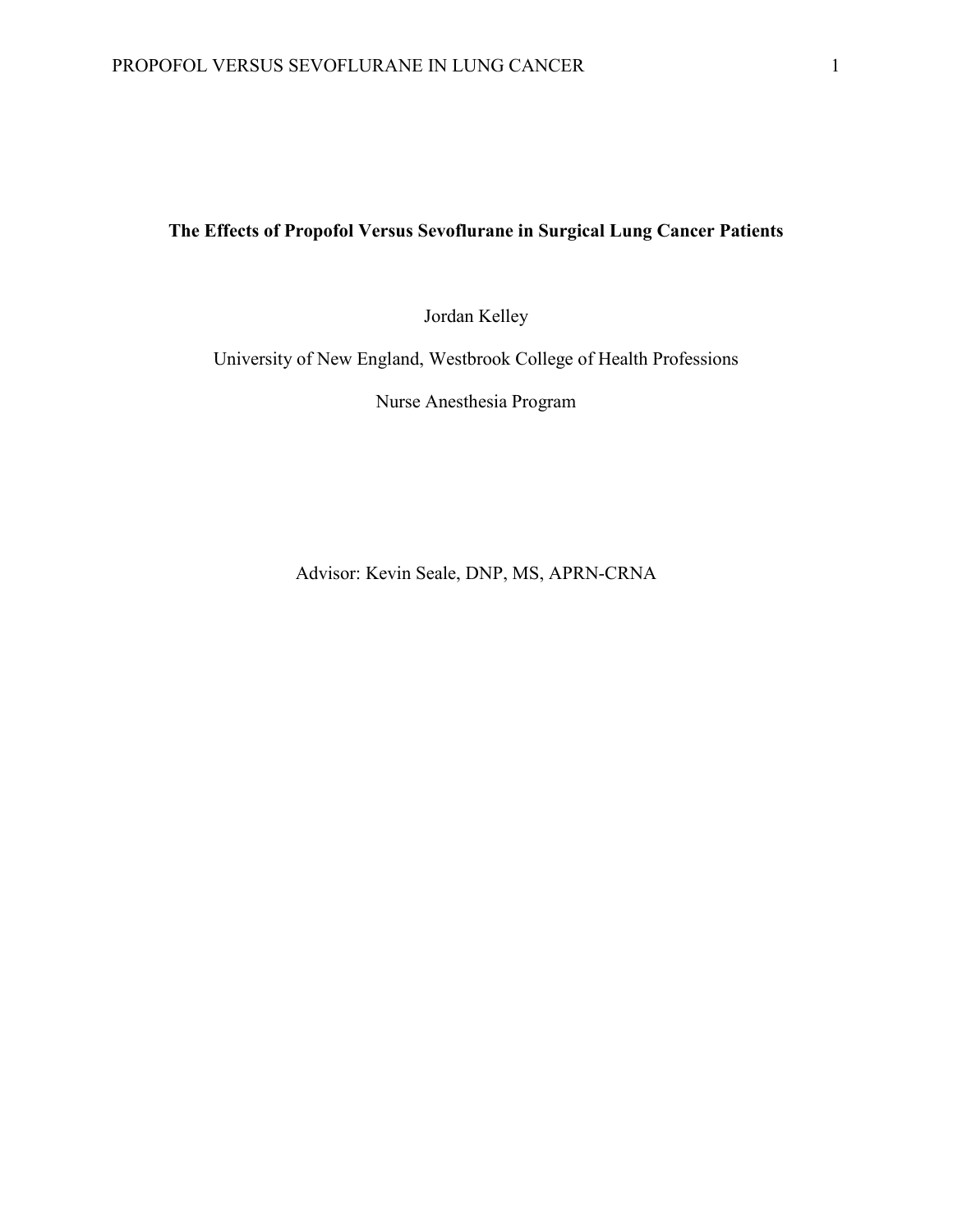# The Effects of Propofol Versus Sevoflurane in Surgical Lung Cancer Patients

Jordan Kelley

University of New England, Westbrook College of Health Professions

Nurse Anesthesia Program

Advisor: Kevin Seale, DNP, MS, APRN-CRNA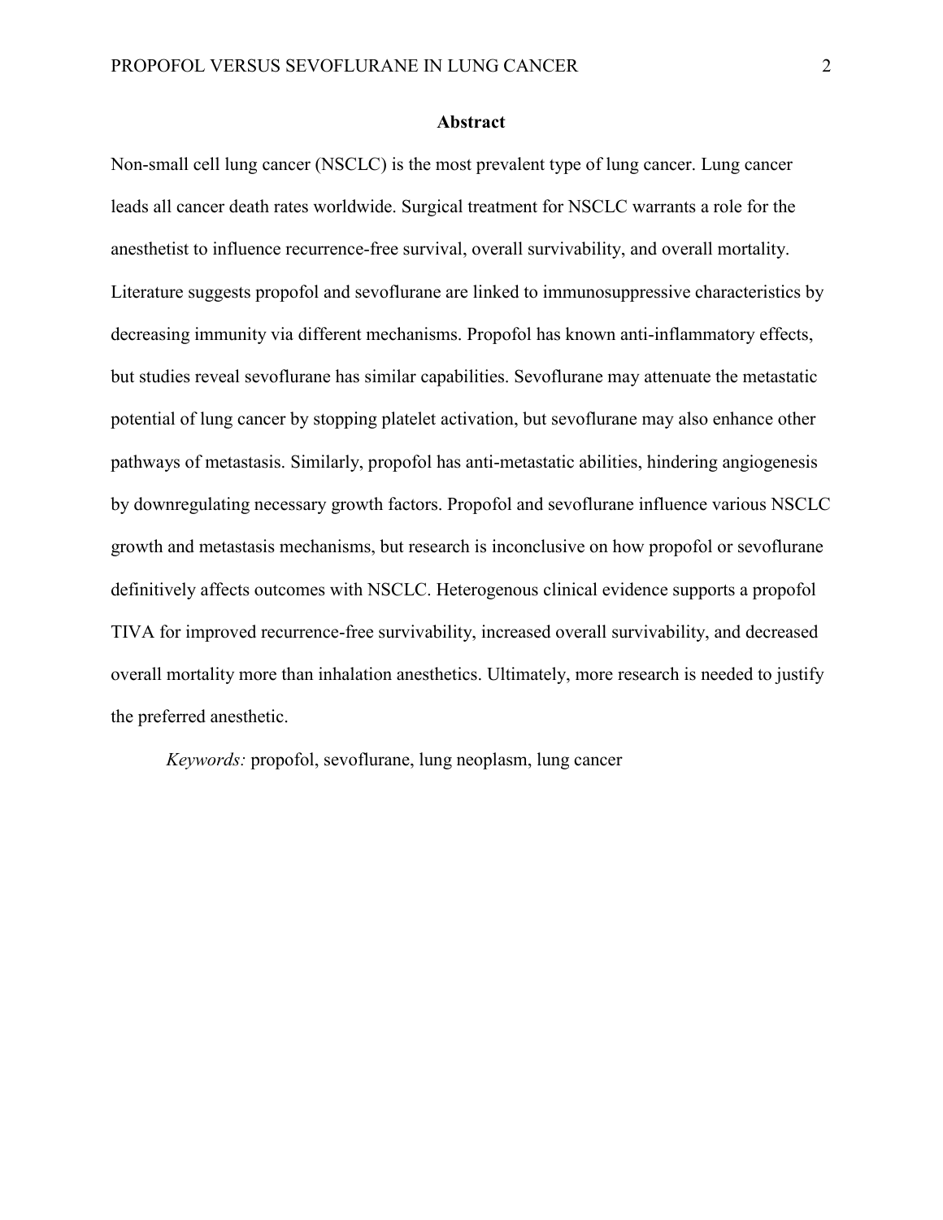## Abstract

Non-small cell lung cancer (NSCLC) is the most prevalent type of lung cancer. Lung cancer leads all cancer death rates worldwide. Surgical treatment for NSCLC warrants a role for the anesthetist to influence recurrence-free survival, overall survivability, and overall mortality. Literature suggests propofol and sevoflurane are linked to immunosuppressive characteristics by decreasing immunity via different mechanisms. Propofol has known anti-inflammatory effects, but studies reveal sevoflurane has similar capabilities. Sevoflurane may attenuate the metastatic potential of lung cancer by stopping platelet activation, but sevoflurane may also enhance other pathways of metastasis. Similarly, propofol has anti-metastatic abilities, hindering angiogenesis by downregulating necessary growth factors. Propofol and sevoflurane influence various NSCLC growth and metastasis mechanisms, but research is inconclusive on how propofol or sevoflurane definitively affects outcomes with NSCLC. Heterogenous clinical evidence supports a propofol TIVA for improved recurrence-free survivability, increased overall survivability, and decreased overall mortality more than inhalation anesthetics. Ultimately, more research is needed to justify the preferred anesthetic.

*Keywords:* propofol, sevoflurane, lung neoplasm, lung cancer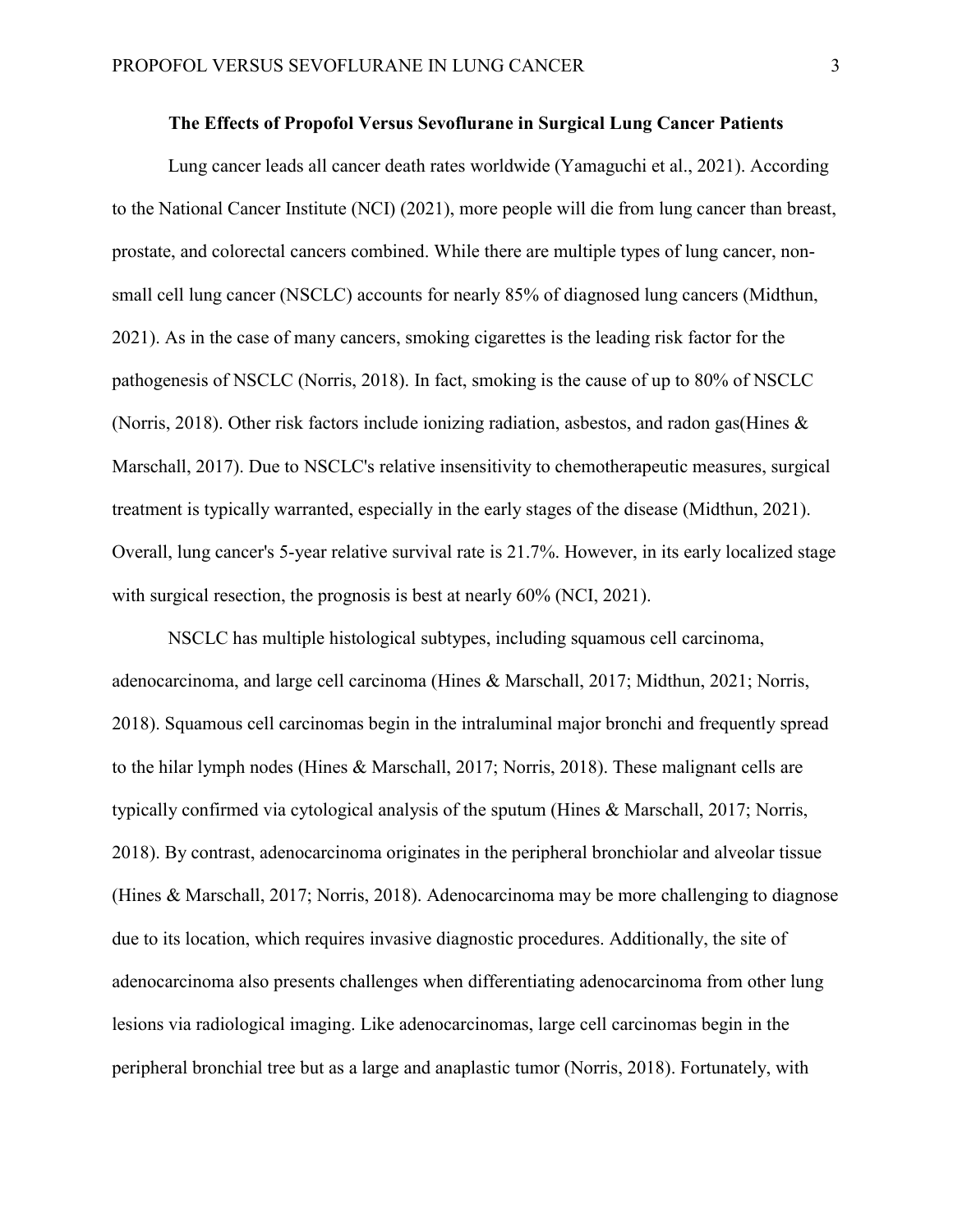## The Effects of Propofol Versus Sevoflurane in Surgical Lung Cancer Patients

Lung cancer leads all cancer death rates worldwide (Yamaguchi et al., 2021). According to the National Cancer Institute (NCI) (2021), more people will die from lung cancer than breast, prostate, and colorectal cancers combined. While there are multiple types of lung cancer, non-small cell lung cancer (NSCLC) accounts for nearly 85% of diagnosed lung cancers (Midthun, 2021). As in the case of many cancers, smoking cigarettes is the leading risk factor for the pathogenesis of NSCLC (Norris, 2018). In fact, smoking is the cause of up to 80% of NSCLC (Norris, 2018). Other risk factors include ionizing radiation, asbestos, and radon gas(Hines & Marschall, 2017). Due to NSCLC's relative insensitivity to chemotherapeutic measures, surgical treatment is typically warranted, especially in the early stages of the disease (Midthun, 2021). Overall, lung cancer's 5-year relative survival rate is 21.7%. However, in its early localized stage with surgical resection, the prognosis is best at nearly 60% (NCI, 2021).

NSCLC has multiple histological subtypes, including squamous cell carcinoma, adenocarcinoma, and large cell carcinoma (Hines & Marschall, 2017; Midthun, 2021; Norris, 2018). Squamous cell carcinomas begin in the intraluminal major bronchi and frequently spread to the hilar lymph nodes (Hines & Marschall, 2017; Norris, 2018). These malignant cells are typically confirmed via cytological analysis of the sputum (Hines & Marschall, 2017; Norris, 2018). By contrast, adenocarcinoma originates in the peripheral bronchiolar and alveolar tissue (Hines & Marschall, 2017; Norris, 2018). Adenocarcinoma may be more challenging to diagnose due to its location, which requires invasive diagnostic procedures. Additionally, the site of adenocarcinoma also presents challenges when differentiating adenocarcinoma from other lung lesions via radiological imaging. Like adenocarcinomas, large cell carcinomas begin in the peripheral bronchial tree but as a large and anaplastic tumor (Norris, 2018). Fortunately, with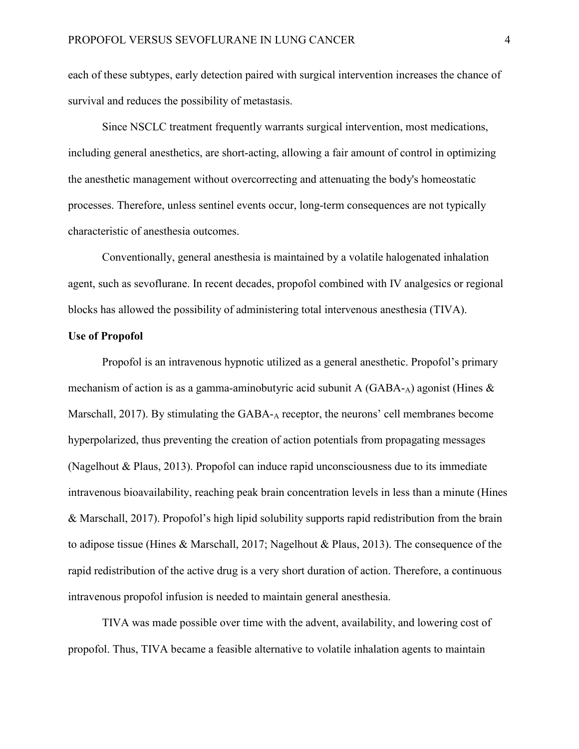each of these subtypes, early detection paired with surgical intervention increases the chance of survival and reduces the possibility of metastasis.

Since NSCLC treatment frequently warrants surgical intervention, most medications, including general anesthetics, are short-acting, allowing a fair amount of control in optimizing the anesthetic management without overcorrecting and attenuating the body's homeostatic processes. Therefore, unless sentinel events occur, long-term consequences are not typically characteristic of anesthesia outcomes.

Conventionally, general anesthesia is maintained by a volatile halogenated inhalation agent, such as sevoflurane. In recent decades, propofol combined with IV analgesics or regional blocks has allowed the possibility of administering total intervenous anesthesia (TIVA).

**Use of Propofol**

Propofol is an intravenous hypnotic utilized as a general anesthetic. Propofol's primary mechanism of action is as a gamma-aminobutyric acid subunit A ($GABA$-$_A$) agonist (Hines & Marschall, 2017). By stimulating the $GABA$-$_A$ receptor, the neurons' cell membranes become hyperpolarized, thus preventing the creation of action potentials from propagating messages (Nagelhout & Plaus, 2013). Propofol can induce rapid unconsciousness due to its immediate intravenous bioavailability, reaching peak brain concentration levels in less than a minute (Hines & Marschall, 2017). Propofol's high lipid solubility supports rapid redistribution from the brain to adipose tissue (Hines & Marschall, 2017; Nagelhout & Plaus, 2013). The consequence of the rapid redistribution of the active drug is a very short duration of action. Therefore, a continuous intravenous propofol infusion is needed to maintain general anesthesia.

TIVA was made possible over time with the advent, availability, and lowering cost of propofol. Thus, TIVA became a feasible alternative to volatile inhalation agents to maintain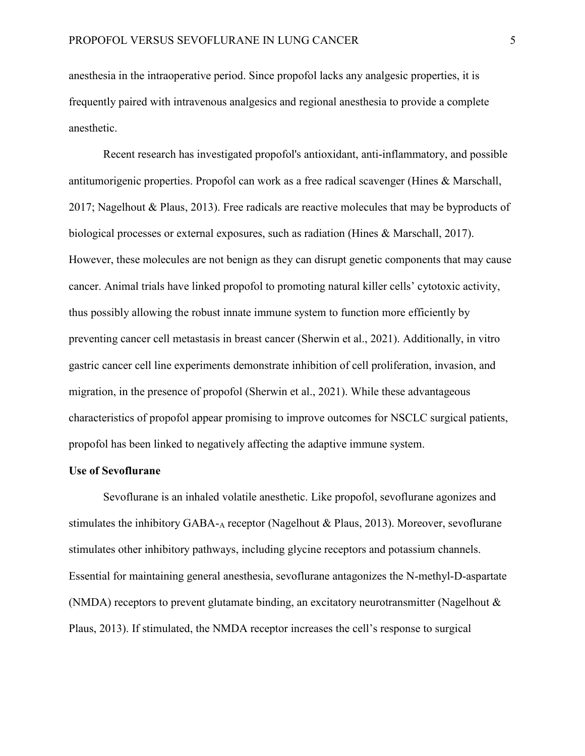anesthesia in the intraoperative period. Since propofol lacks any analgesic properties, it is frequently paired with intravenous analgesics and regional anesthesia to provide a complete anesthetic.

Recent research has investigated propofol's antioxidant, anti-inflammatory, and possible antitumorigenic properties. Propofol can work as a free radical scavenger (Hines & Marschall, 2017; Nagelhout & Plaus, 2013). Free radicals are reactive molecules that may be byproducts of biological processes or external exposures, such as radiation (Hines & Marschall, 2017). However, these molecules are not benign as they can disrupt genetic components that may cause cancer. Animal trials have linked propofol to promoting natural killer cells' cytotoxic activity, thus possibly allowing the robust innate immune system to function more efficiently by preventing cancer cell metastasis in breast cancer (Sherwin et al., 2021). Additionally, in vitro gastric cancer cell line experiments demonstrate inhibition of cell proliferation, invasion, and migration, in the presence of propofol (Sherwin et al., 2021). While these advantageous characteristics of propofol appear promising to improve outcomes for NSCLC surgical patients, propofol has been linked to negatively affecting the adaptive immune system.

**Use of Sevoflurane**

Sevoflurane is an inhaled volatile anesthetic. Like propofol, sevoflurane agonizes and stimulates the inhibitory $GABA_A$ receptor (Nagelhout & Plaus, 2013). Moreover, sevoflurane stimulates other inhibitory pathways, including glycine receptors and potassium channels. Essential for maintaining general anesthesia, sevoflurane antagonizes the N-methyl-D-aspartate (NMDA) receptors to prevent glutamate binding, an excitatory neurotransmitter (Nagelhout & Plaus, 2013). If stimulated, the NMDA receptor increases the cell's response to surgical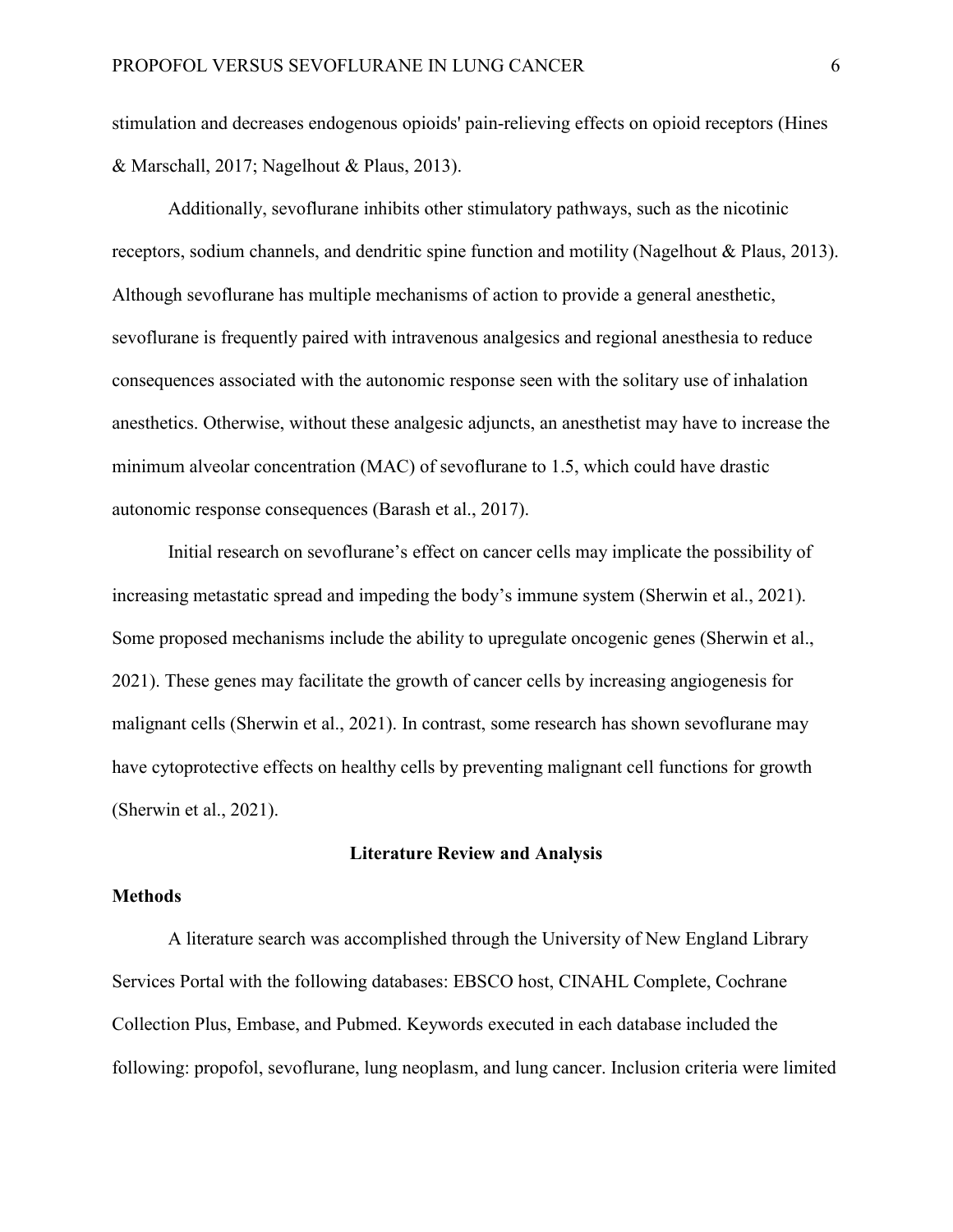stimulation and decreases endogenous opioids' pain-relieving effects on opioid receptors (Hines & Marschall, 2017; Nagelhout & Plaus, 2013).

Additionally, sevoflurane inhibits other stimulatory pathways, such as the nicotinic receptors, sodium channels, and dendritic spine function and motility (Nagelhout & Plaus, 2013). Although sevoflurane has multiple mechanisms of action to provide a general anesthetic, sevoflurane is frequently paired with intravenous analgesics and regional anesthesia to reduce consequences associated with the autonomic response seen with the solitary use of inhalation anesthetics. Otherwise, without these analgesic adjuncts, an anesthetist may have to increase the minimum alveolar concentration (MAC) of sevoflurane to 1.5, which could have drastic autonomic response consequences (Barash et al., 2017).

Initial research on sevoflurane's effect on cancer cells may implicate the possibility of increasing metastatic spread and impeding the body's immune system (Sherwin et al., 2021). Some proposed mechanisms include the ability to upregulate oncogenic genes (Sherwin et al., 2021). These genes may facilitate the growth of cancer cells by increasing angiogenesis for malignant cells (Sherwin et al., 2021). In contrast, some research has shown sevoflurane may have cytoprotective effects on healthy cells by preventing malignant cell functions for growth (Sherwin et al., 2021).

## Literature Review and Analysis

### Methods

A literature search was accomplished through the University of New England Library Services Portal with the following databases: EBSCO host, CINAHL Complete, Cochrane Collection Plus, Embase, and Pubmed. Keywords executed in each database included the following: propofol, sevoflurane, lung neoplasm, and lung cancer. Inclusion criteria were limited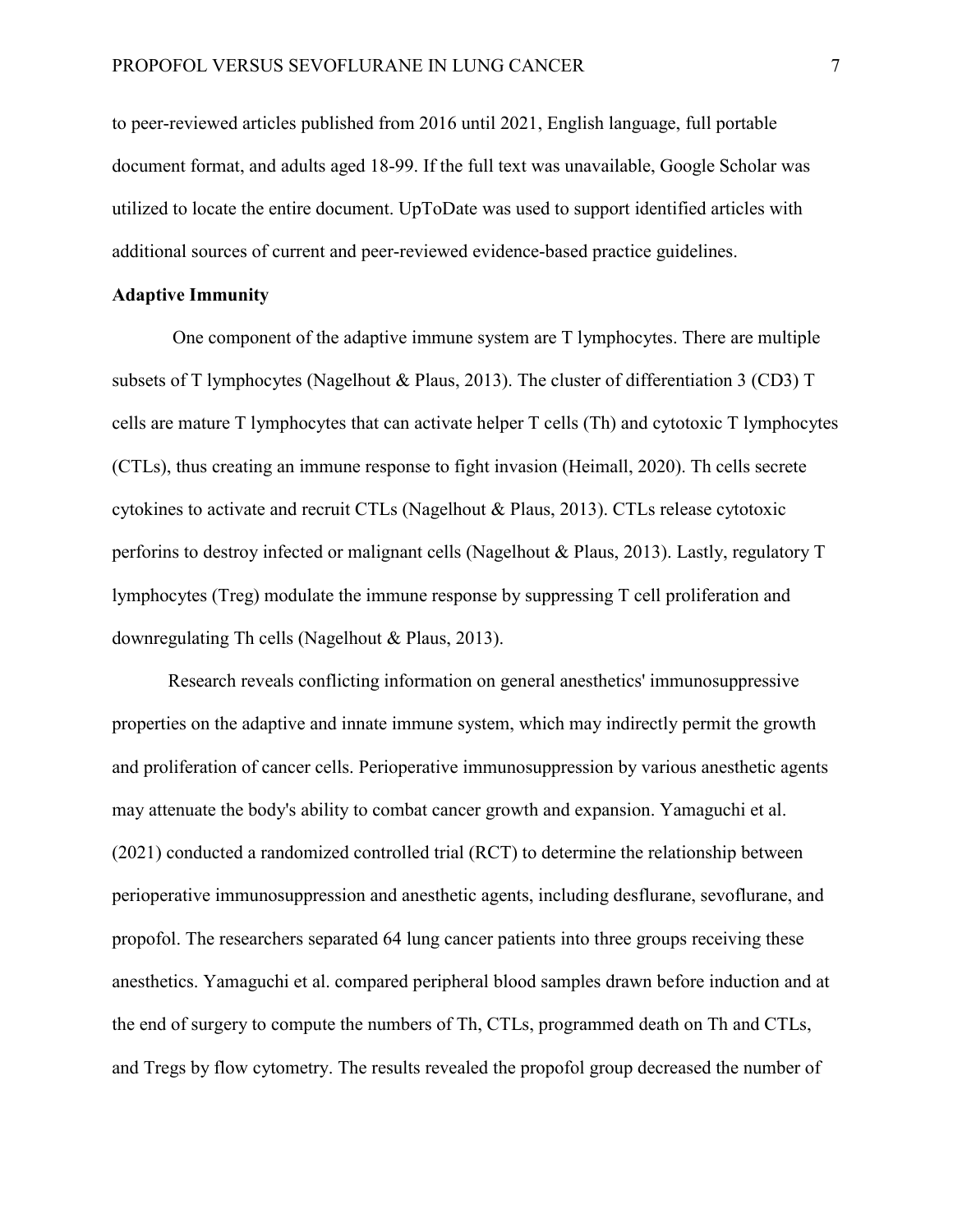to peer-reviewed articles published from 2016 until 2021, English language, full portable document format, and adults aged 18-99. If the full text was unavailable, Google Scholar was utilized to locate the entire document. UpToDate was used to support identified articles with additional sources of current and peer-reviewed evidence-based practice guidelines.

**Adaptive Immunity**

One component of the adaptive immune system are T lymphocytes. There are multiple subsets of T lymphocytes (Nagelhout & Plaus, 2013). The cluster of differentiation 3 (CD3) T cells are mature T lymphocytes that can activate helper T cells (Th) and cytotoxic T lymphocytes (CTLs), thus creating an immune response to fight invasion (Heimall, 2020). Th cells secrete cytokines to activate and recruit CTLs (Nagelhout & Plaus, 2013). CTLs release cytotoxic perforins to destroy infected or malignant cells (Nagelhout & Plaus, 2013). Lastly, regulatory T lymphocytes (Treg) modulate the immune response by suppressing T cell proliferation and downregulating Th cells (Nagelhout & Plaus, 2013).

Research reveals conflicting information on general anesthetics' immunosuppressive properties on the adaptive and innate immune system, which may indirectly permit the growth and proliferation of cancer cells. Perioperative immunosuppression by various anesthetic agents may attenuate the body's ability to combat cancer growth and expansion. Yamaguchi et al. (2021) conducted a randomized controlled trial (RCT) to determine the relationship between perioperative immunosuppression and anesthetic agents, including desflurane, sevoflurane, and propofol. The researchers separated 64 lung cancer patients into three groups receiving these anesthetics. Yamaguchi et al. compared peripheral blood samples drawn before induction and at the end of surgery to compute the numbers of Th, CTLs, programmed death on Th and CTLs, and Tregs by flow cytometry. The results revealed the propofol group decreased the number of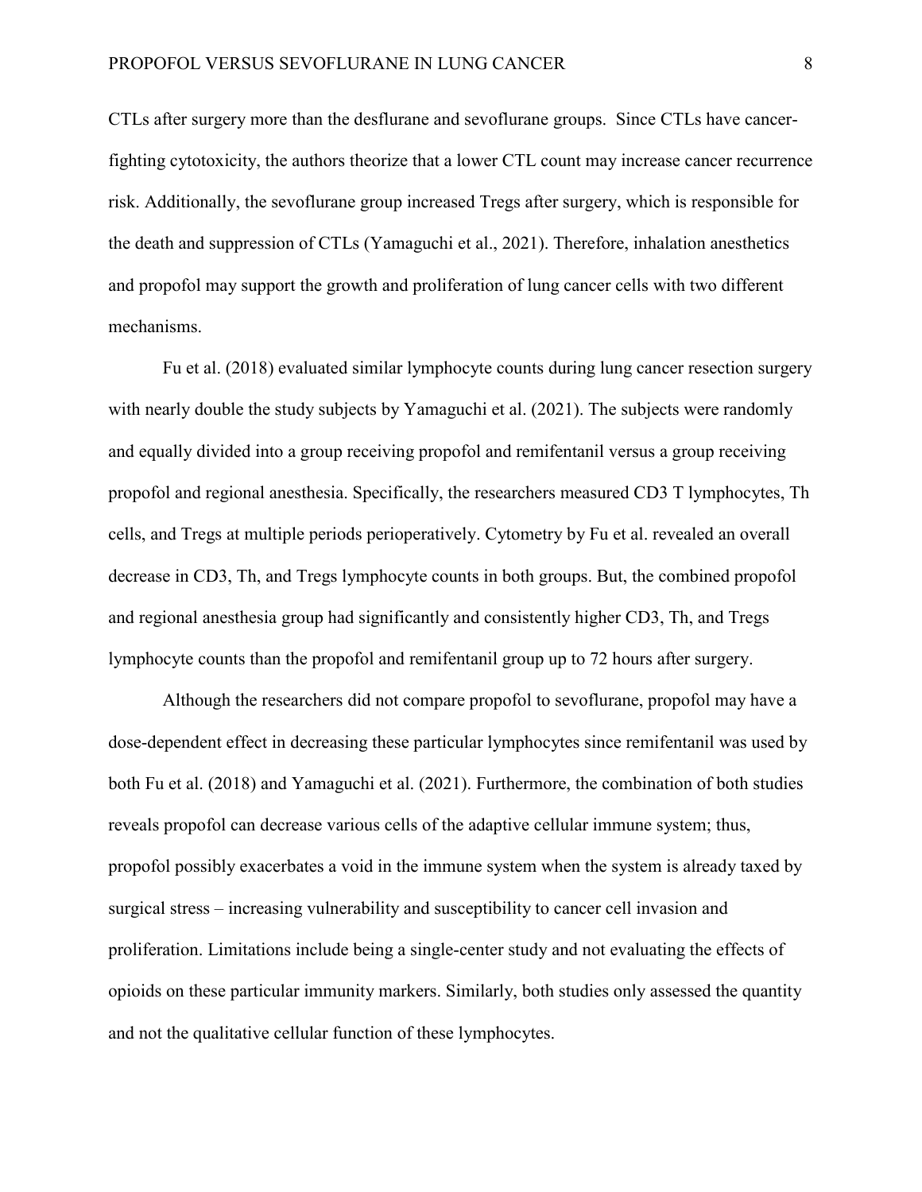CTLs after surgery more than the desflurane and sevoflurane groups. Since CTLs have cancer-fighting cytotoxicity, the authors theorize that a lower CTL count may increase cancer recurrence risk. Additionally, the sevoflurane group increased Tregs after surgery, which is responsible for the death and suppression of CTLs (Yamaguchi et al., 2021). Therefore, inhalation anesthetics and propofol may support the growth and proliferation of lung cancer cells with two different mechanisms.

Fu et al. (2018) evaluated similar lymphocyte counts during lung cancer resection surgery with nearly double the study subjects by Yamaguchi et al. (2021). The subjects were randomly and equally divided into a group receiving propofol and remifentanil versus a group receiving propofol and regional anesthesia. Specifically, the researchers measured CD3 T lymphocytes, Th cells, and Tregs at multiple periods perioperatively. Cytometry by Fu et al. revealed an overall decrease in CD3, Th, and Tregs lymphocyte counts in both groups. But, the combined propofol and regional anesthesia group had significantly and consistently higher CD3, Th, and Tregs lymphocyte counts than the propofol and remifentanil group up to 72 hours after surgery.

Although the researchers did not compare propofol to sevoflurane, propofol may have a dose-dependent effect in decreasing these particular lymphocytes since remifentanil was used by both Fu et al. (2018) and Yamaguchi et al. (2021). Furthermore, the combination of both studies reveals propofol can decrease various cells of the adaptive cellular immune system; thus, propofol possibly exacerbates a void in the immune system when the system is already taxed by surgical stress – increasing vulnerability and susceptibility to cancer cell invasion and proliferation. Limitations include being a single-center study and not evaluating the effects of opioids on these particular immunity markers. Similarly, both studies only assessed the quantity and not the qualitative cellular function of these lymphocytes.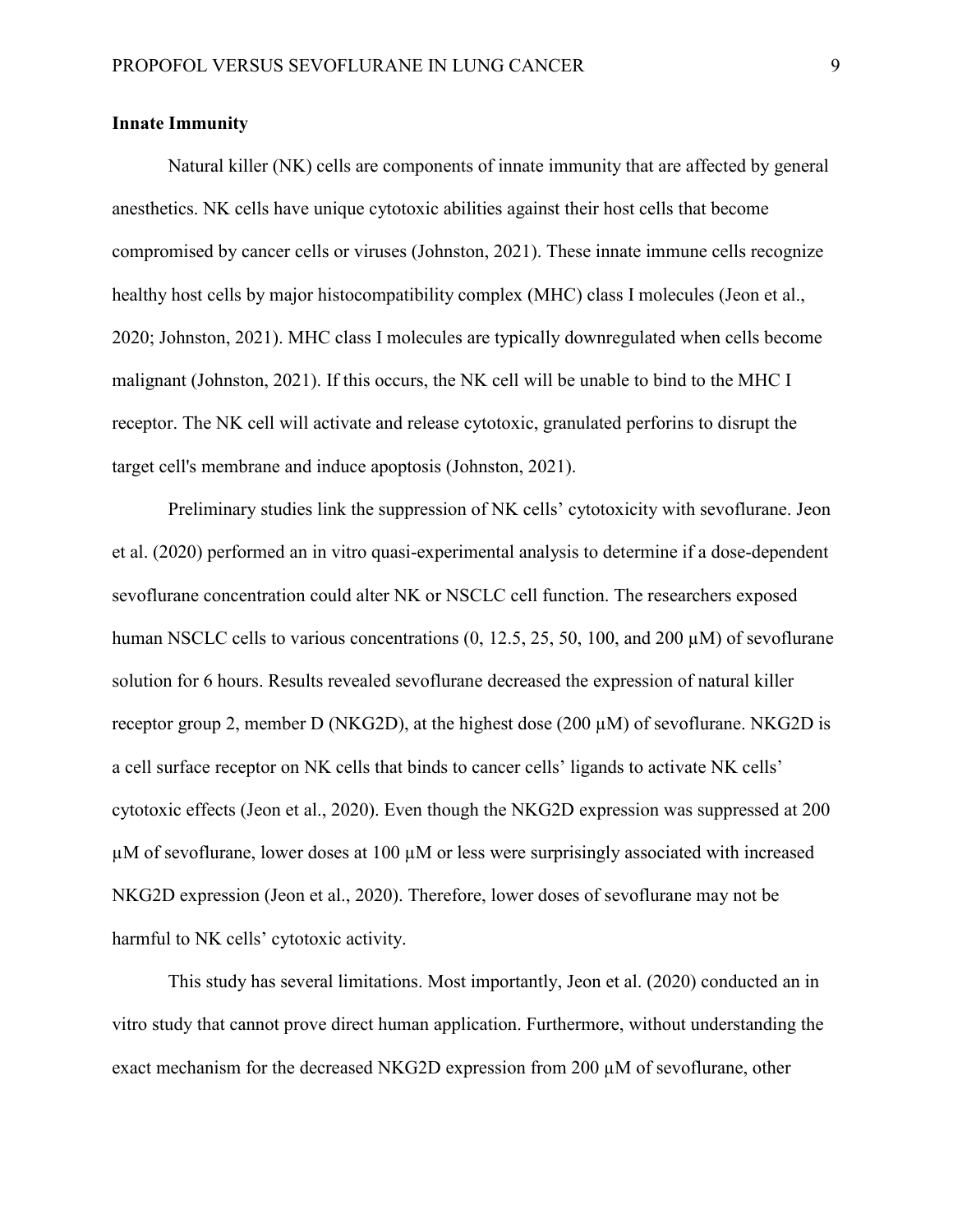**Innate Immunity**

Natural killer (NK) cells are components of innate immunity that are affected by general anesthetics. NK cells have unique cytotoxic abilities against their host cells that become compromised by cancer cells or viruses (Johnston, 2021). These innate immune cells recognize healthy host cells by major histocompatibility complex (MHC) class I molecules (Jeon et al., 2020; Johnston, 2021). MHC class I molecules are typically downregulated when cells become malignant (Johnston, 2021). If this occurs, the NK cell will be unable to bind to the MHC I receptor. The NK cell will activate and release cytotoxic, granulated perforins to disrupt the target cell's membrane and induce apoptosis (Johnston, 2021).

Preliminary studies link the suppression of NK cells' cytotoxicity with sevoflurane. Jeon et al. (2020) performed an in vitro quasi-experimental analysis to determine if a dose-dependent sevoflurane concentration could alter NK or NSCLC cell function. The researchers exposed human NSCLC cells to various concentrations (0, 12.5, 25, 50, 100, and 200 µM) of sevoflurane solution for 6 hours. Results revealed sevoflurane decreased the expression of natural killer receptor group 2, member D (NKG2D), at the highest dose (200 µM) of sevoflurane. NKG2D is a cell surface receptor on NK cells that binds to cancer cells' ligands to activate NK cells' cytotoxic effects (Jeon et al., 2020). Even though the NKG2D expression was suppressed at 200 µM of sevoflurane, lower doses at 100 µM or less were surprisingly associated with increased NKG2D expression (Jeon et al., 2020). Therefore, lower doses of sevoflurane may not be harmful to NK cells' cytotoxic activity.

This study has several limitations. Most importantly, Jeon et al. (2020) conducted an in vitro study that cannot prove direct human application. Furthermore, without understanding the exact mechanism for the decreased NKG2D expression from 200 µM of sevoflurane, other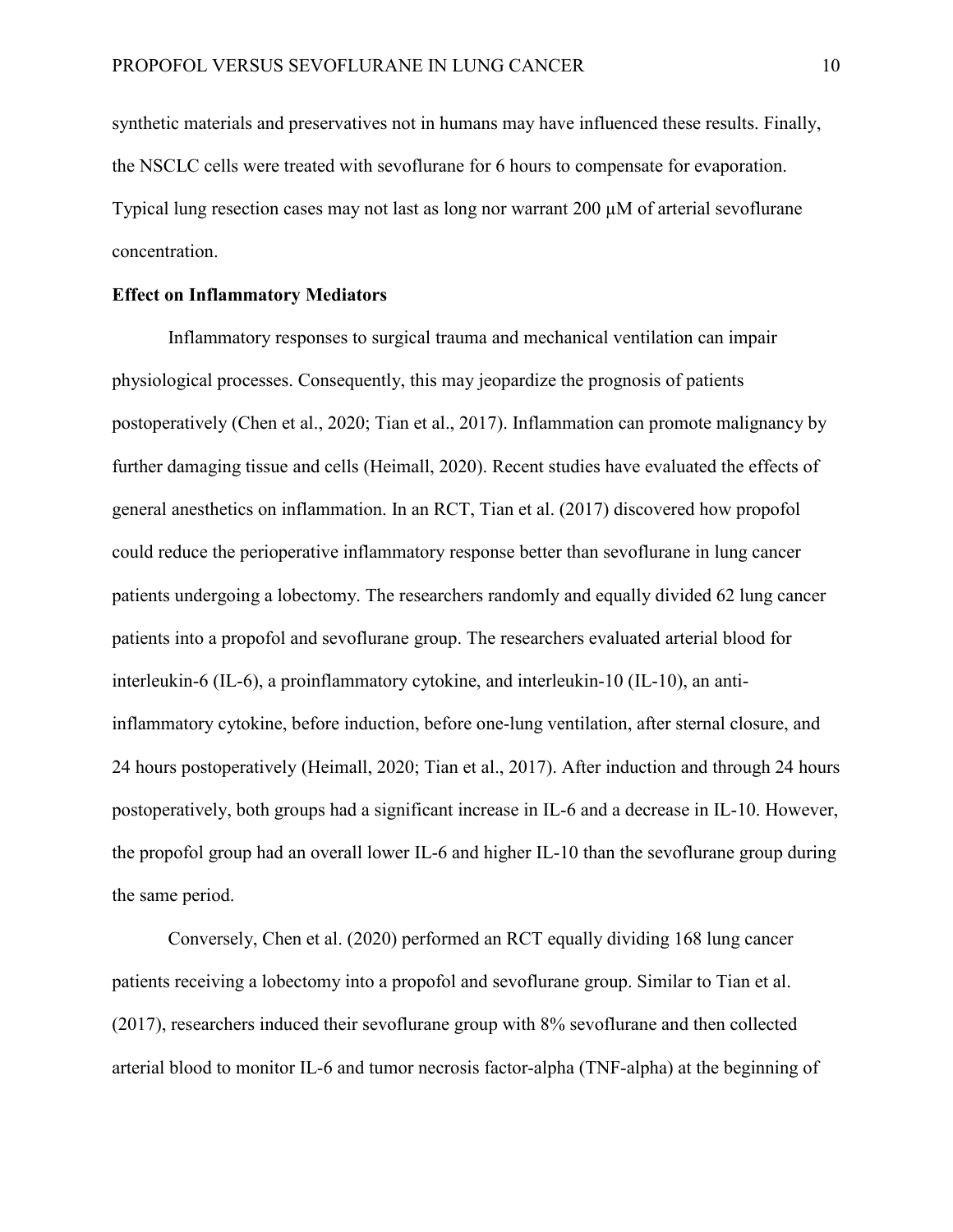synthetic materials and preservatives not in humans may have influenced these results. Finally, the NSCLC cells were treated with sevoflurane for 6 hours to compensate for evaporation. Typical lung resection cases may not last as long nor warrant 200 µM of arterial sevoflurane concentration.

**Effect on Inflammatory Mediators**

Inflammatory responses to surgical trauma and mechanical ventilation can impair physiological processes. Consequently, this may jeopardize the prognosis of patients postoperatively (Chen et al., 2020; Tian et al., 2017). Inflammation can promote malignancy by further damaging tissue and cells (Heimall, 2020). Recent studies have evaluated the effects of general anesthetics on inflammation. In an RCT, Tian et al. (2017) discovered how propofol could reduce the perioperative inflammatory response better than sevoflurane in lung cancer patients undergoing a lobectomy. The researchers randomly and equally divided 62 lung cancer patients into a propofol and sevoflurane group. The researchers evaluated arterial blood for interleukin-6 (IL-6), a proinflammatory cytokine, and interleukin-10 (IL-10), an anti-inflammatory cytokine, before induction, before one-lung ventilation, after sternal closure, and 24 hours postoperatively (Heimall, 2020; Tian et al., 2017). After induction and through 24 hours postoperatively, both groups had a significant increase in IL-6 and a decrease in IL-10. However, the propofol group had an overall lower IL-6 and higher IL-10 than the sevoflurane group during the same period.

Conversely, Chen et al. (2020) performed an RCT equally dividing 168 lung cancer patients receiving a lobectomy into a propofol and sevoflurane group. Similar to Tian et al. (2017), researchers induced their sevoflurane group with 8% sevoflurane and then collected arterial blood to monitor IL-6 and tumor necrosis factor-alpha (TNF-alpha) at the beginning of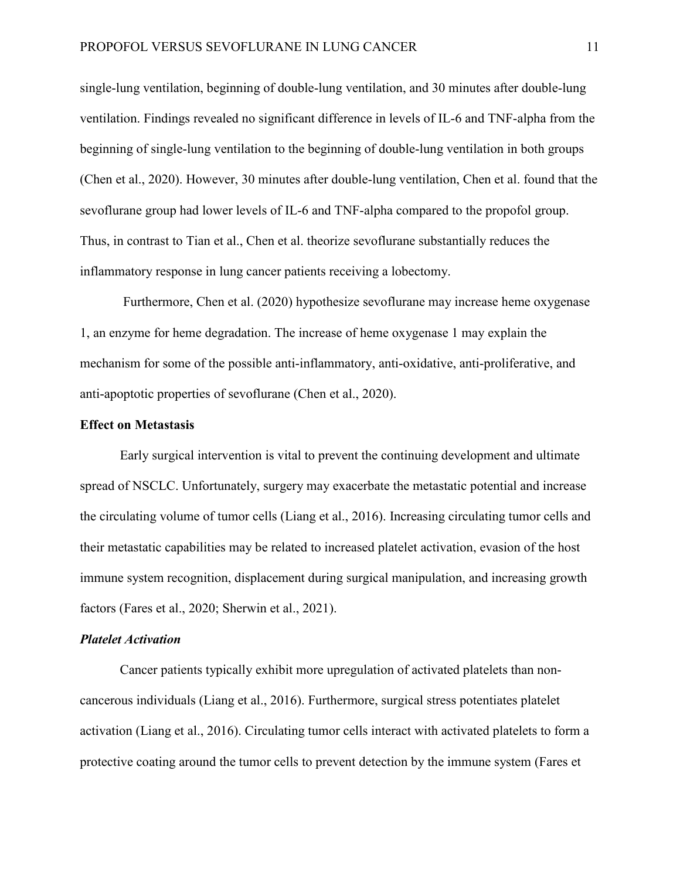single-lung ventilation, beginning of double-lung ventilation, and 30 minutes after double-lung ventilation. Findings revealed no significant difference in levels of IL-6 and TNF-alpha from the beginning of single-lung ventilation to the beginning of double-lung ventilation in both groups (Chen et al., 2020). However, 30 minutes after double-lung ventilation, Chen et al. found that the sevoflurane group had lower levels of IL-6 and TNF-alpha compared to the propofol group. Thus, in contrast to Tian et al., Chen et al. theorize sevoflurane substantially reduces the inflammatory response in lung cancer patients receiving a lobectomy.

Furthermore, Chen et al. (2020) hypothesize sevoflurane may increase heme oxygenase 1, an enzyme for heme degradation. The increase of heme oxygenase 1 may explain the mechanism for some of the possible anti-inflammatory, anti-oxidative, anti-proliferative, and anti-apoptotic properties of sevoflurane (Chen et al., 2020).

## Effect on Metastasis

Early surgical intervention is vital to prevent the continuing development and ultimate spread of NSCLC. Unfortunately, surgery may exacerbate the metastatic potential and increase the circulating volume of tumor cells (Liang et al., 2016). Increasing circulating tumor cells and their metastatic capabilities may be related to increased platelet activation, evasion of the host immune system recognition, displacement during surgical manipulation, and increasing growth factors (Fares et al., 2020; Sherwin et al., 2021).

### *Platelet Activation*

Cancer patients typically exhibit more upregulation of activated platelets than non-cancerous individuals (Liang et al., 2016). Furthermore, surgical stress potentiates platelet activation (Liang et al., 2016). Circulating tumor cells interact with activated platelets to form a protective coating around the tumor cells to prevent detection by the immune system (Fares et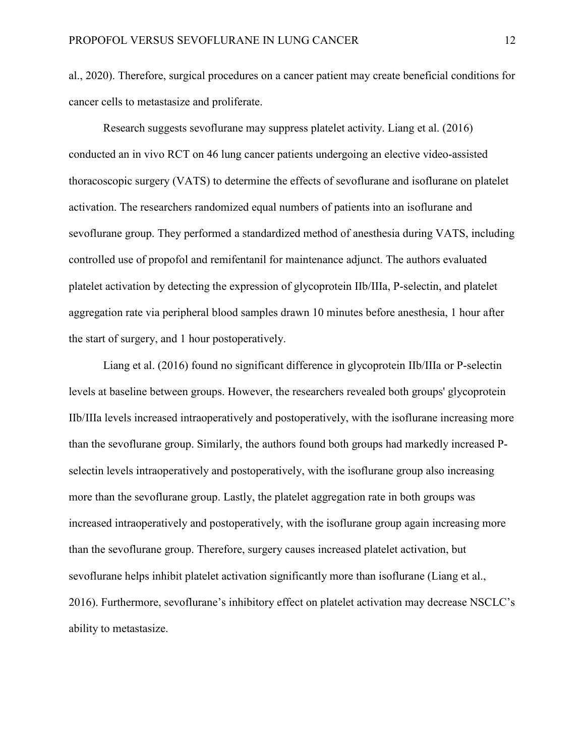al., 2020). Therefore, surgical procedures on a cancer patient may create beneficial conditions for cancer cells to metastasize and proliferate.

Research suggests sevoflurane may suppress platelet activity. Liang et al. (2016) conducted an in vivo RCT on 46 lung cancer patients undergoing an elective video-assisted thoracoscopic surgery (VATS) to determine the effects of sevoflurane and isoflurane on platelet activation. The researchers randomized equal numbers of patients into an isoflurane and sevoflurane group. They performed a standardized method of anesthesia during VATS, including controlled use of propofol and remifentanil for maintenance adjunct. The authors evaluated platelet activation by detecting the expression of glycoprotein IIb/IIIa, P-selectin, and platelet aggregation rate via peripheral blood samples drawn 10 minutes before anesthesia, 1 hour after the start of surgery, and 1 hour postoperatively.

Liang et al. (2016) found no significant difference in glycoprotein IIb/IIIa or P-selectin levels at baseline between groups. However, the researchers revealed both groups' glycoprotein IIb/IIIa levels increased intraoperatively and postoperatively, with the isoflurane increasing more than the sevoflurane group. Similarly, the authors found both groups had markedly increased P-selectin levels intraoperatively and postoperatively, with the isoflurane group also increasing more than the sevoflurane group. Lastly, the platelet aggregation rate in both groups was increased intraoperatively and postoperatively, with the isoflurane group again increasing more than the sevoflurane group. Therefore, surgery causes increased platelet activation, but sevoflurane helps inhibit platelet activation significantly more than isoflurane (Liang et al., 2016). Furthermore, sevoflurane's inhibitory effect on platelet activation may decrease NSCLC's ability to metastasize.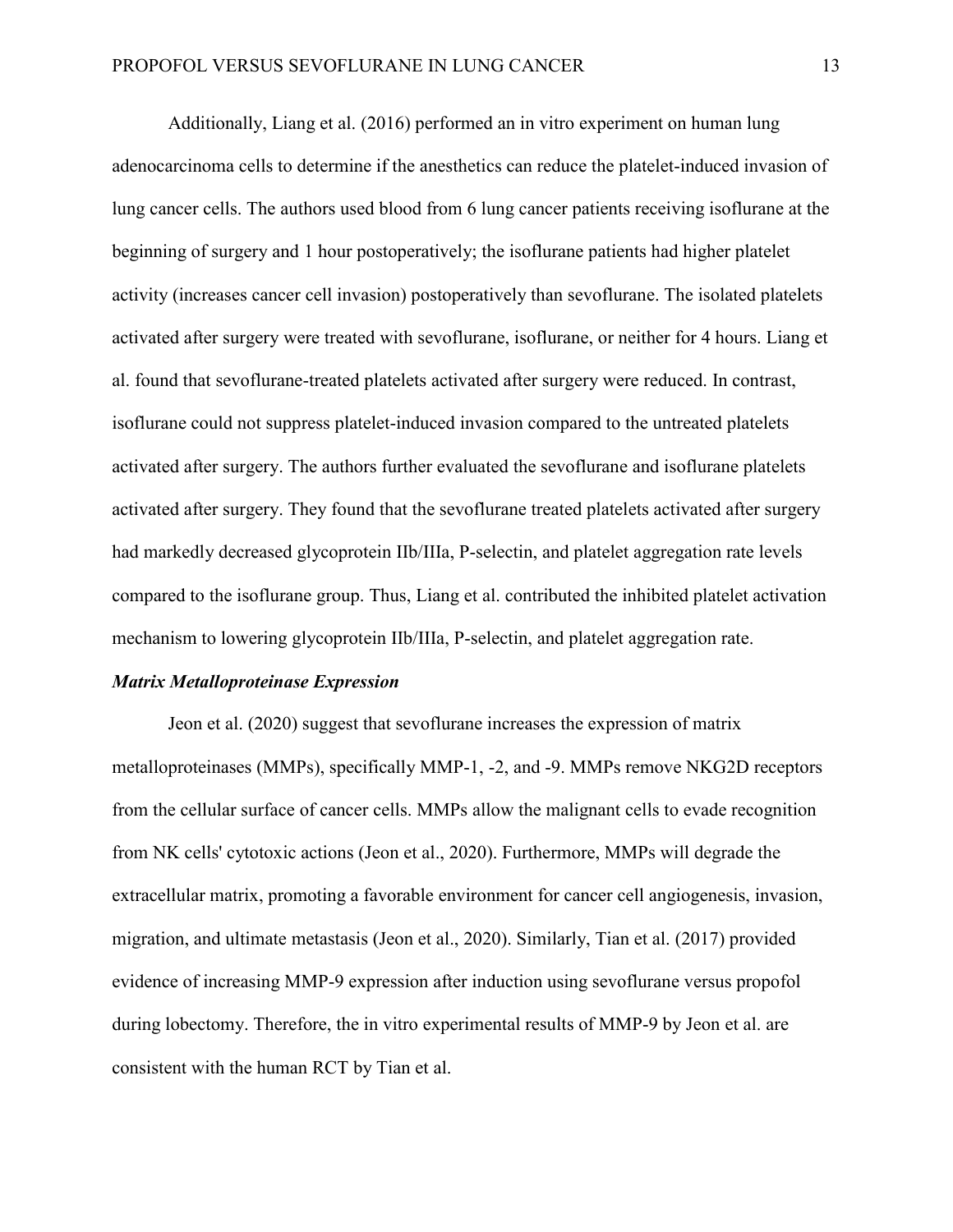Additionally, Liang et al. (2016) performed an in vitro experiment on human lung adenocarcinoma cells to determine if the anesthetics can reduce the platelet-induced invasion of lung cancer cells. The authors used blood from 6 lung cancer patients receiving isoflurane at the beginning of surgery and 1 hour postoperatively; the isoflurane patients had higher platelet activity (increases cancer cell invasion) postoperatively than sevoflurane. The isolated platelets activated after surgery were treated with sevoflurane, isoflurane, or neither for 4 hours. Liang et al. found that sevoflurane-treated platelets activated after surgery were reduced. In contrast, isoflurane could not suppress platelet-induced invasion compared to the untreated platelets activated after surgery. The authors further evaluated the sevoflurane and isoflurane platelets activated after surgery. They found that the sevoflurane treated platelets activated after surgery had markedly decreased glycoprotein IIb/IIIa, P-selectin, and platelet aggregation rate levels compared to the isoflurane group. Thus, Liang et al. contributed the inhibited platelet activation mechanism to lowering glycoprotein IIb/IIIa, P-selectin, and platelet aggregation rate.

### *Matrix Metalloproteinase Expression*

Jeon et al. (2020) suggest that sevoflurane increases the expression of matrix metalloproteinases (MMPs), specifically MMP-1, -2, and -9. MMPs remove NKG2D receptors from the cellular surface of cancer cells. MMPs allow the malignant cells to evade recognition from NK cells' cytotoxic actions (Jeon et al., 2020). Furthermore, MMPs will degrade the extracellular matrix, promoting a favorable environment for cancer cell angiogenesis, invasion, migration, and ultimate metastasis (Jeon et al., 2020). Similarly, Tian et al. (2017) provided evidence of increasing MMP-9 expression after induction using sevoflurane versus propofol during lobectomy. Therefore, the in vitro experimental results of MMP-9 by Jeon et al. are consistent with the human RCT by Tian et al.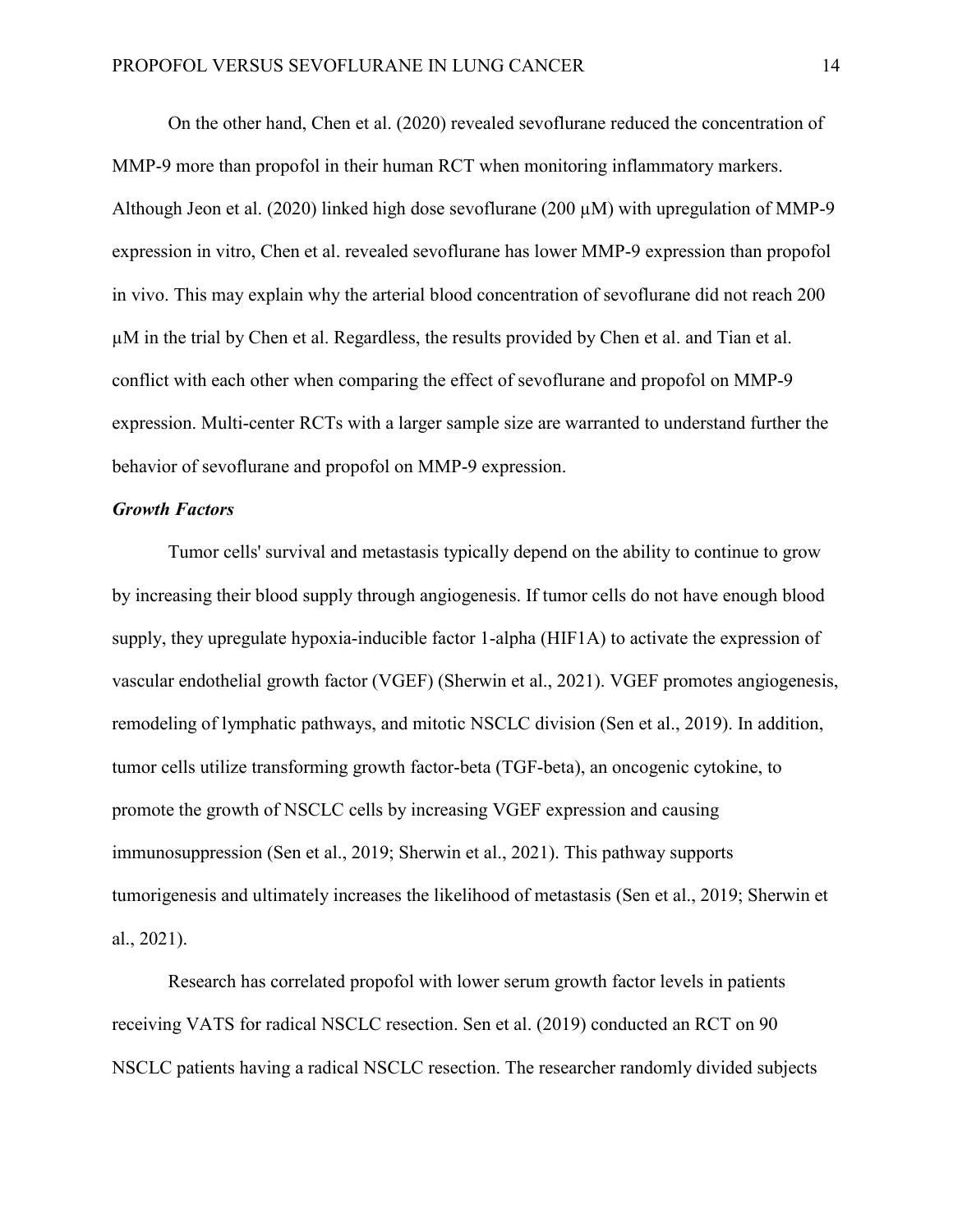On the other hand, Chen et al. (2020) revealed sevoflurane reduced the concentration of MMP-9 more than propofol in their human RCT when monitoring inflammatory markers. Although Jeon et al. (2020) linked high dose sevoflurane (200 μM) with upregulation of MMP-9 expression in vitro, Chen et al. revealed sevoflurane has lower MMP-9 expression than propofol in vivo. This may explain why the arterial blood concentration of sevoflurane did not reach 200 μM in the trial by Chen et al. Regardless, the results provided by Chen et al. and Tian et al. conflict with each other when comparing the effect of sevoflurane and propofol on MMP-9 expression. Multi-center RCTs with a larger sample size are warranted to understand further the behavior of sevoflurane and propofol on MMP-9 expression.

### ***Growth Factors***

Tumor cells' survival and metastasis typically depend on the ability to continue to grow by increasing their blood supply through angiogenesis. If tumor cells do not have enough blood supply, they upregulate hypoxia-inducible factor 1-alpha (HIF1A) to activate the expression of vascular endothelial growth factor (VGEF) (Sherwin et al., 2021). VGEF promotes angiogenesis, remodeling of lymphatic pathways, and mitotic NSCLC division (Sen et al., 2019). In addition, tumor cells utilize transforming growth factor-beta (TGF-beta), an oncogenic cytokine, to promote the growth of NSCLC cells by increasing VGEF expression and causing immunosuppression (Sen et al., 2019; Sherwin et al., 2021). This pathway supports tumorigenesis and ultimately increases the likelihood of metastasis (Sen et al., 2019; Sherwin et al., 2021).

Research has correlated propofol with lower serum growth factor levels in patients receiving VATS for radical NSCLC resection. Sen et al. (2019) conducted an RCT on 90 NSCLC patients having a radical NSCLC resection. The researcher randomly divided subjects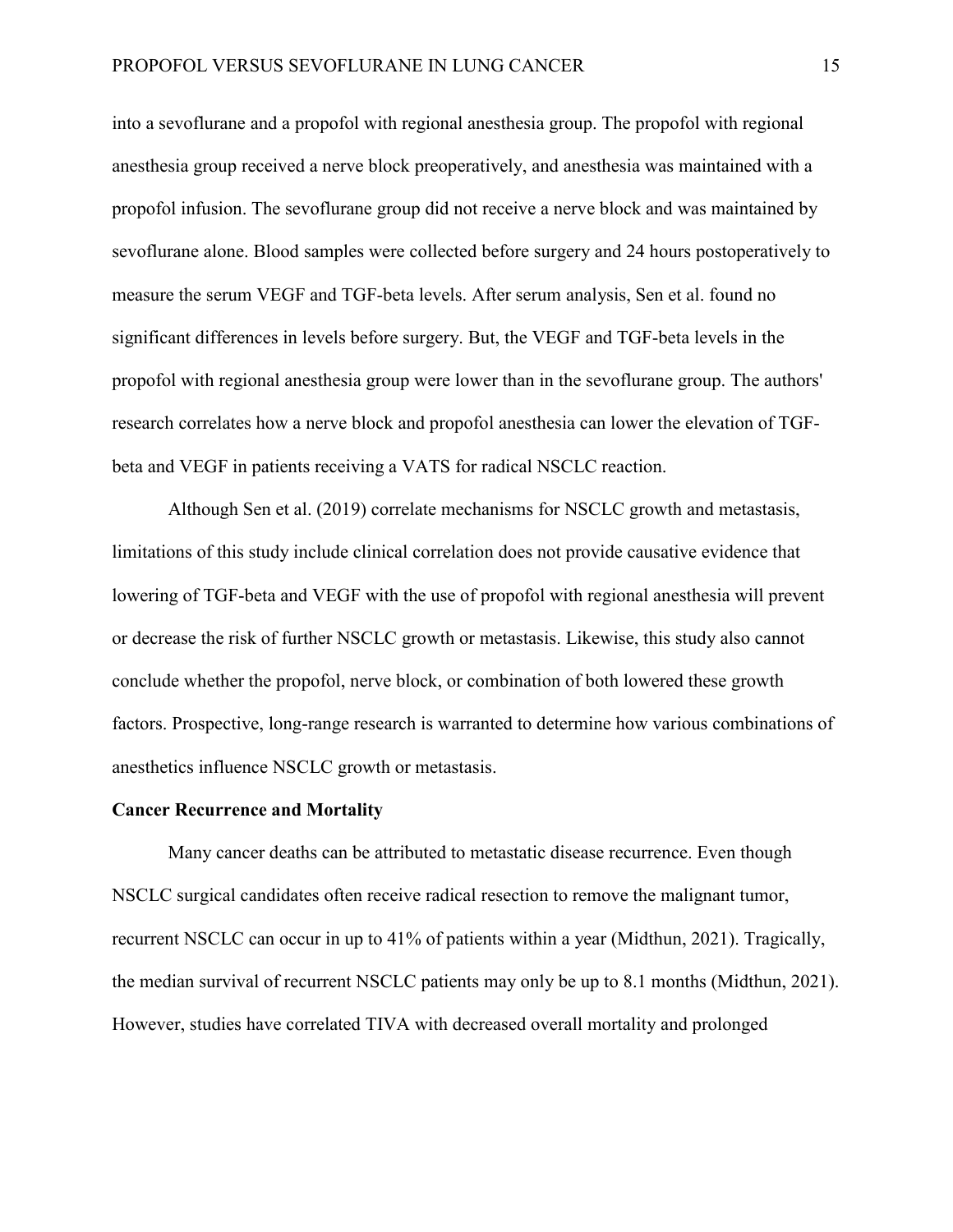into a sevoflurane and a propofol with regional anesthesia group. The propofol with regional anesthesia group received a nerve block preoperatively, and anesthesia was maintained with a propofol infusion. The sevoflurane group did not receive a nerve block and was maintained by sevoflurane alone. Blood samples were collected before surgery and 24 hours postoperatively to measure the serum VEGF and TGF-beta levels. After serum analysis, Sen et al. found no significant differences in levels before surgery. But, the VEGF and TGF-beta levels in the propofol with regional anesthesia group were lower than in the sevoflurane group. The authors' research correlates how a nerve block and propofol anesthesia can lower the elevation of TGF-beta and VEGF in patients receiving a VATS for radical NSCLC reaction.

Although Sen et al. (2019) correlate mechanisms for NSCLC growth and metastasis, limitations of this study include clinical correlation does not provide causative evidence that lowering of TGF-beta and VEGF with the use of propofol with regional anesthesia will prevent or decrease the risk of further NSCLC growth or metastasis. Likewise, this study also cannot conclude whether the propofol, nerve block, or combination of both lowered these growth factors. Prospective, long-range research is warranted to determine how various combinations of anesthetics influence NSCLC growth or metastasis.

**Cancer Recurrence and Mortality**

Many cancer deaths can be attributed to metastatic disease recurrence. Even though NSCLC surgical candidates often receive radical resection to remove the malignant tumor, recurrent NSCLC can occur in up to 41% of patients within a year (Midthun, 2021). Tragically, the median survival of recurrent NSCLC patients may only be up to 8.1 months (Midthun, 2021). However, studies have correlated TIVA with decreased overall mortality and prolonged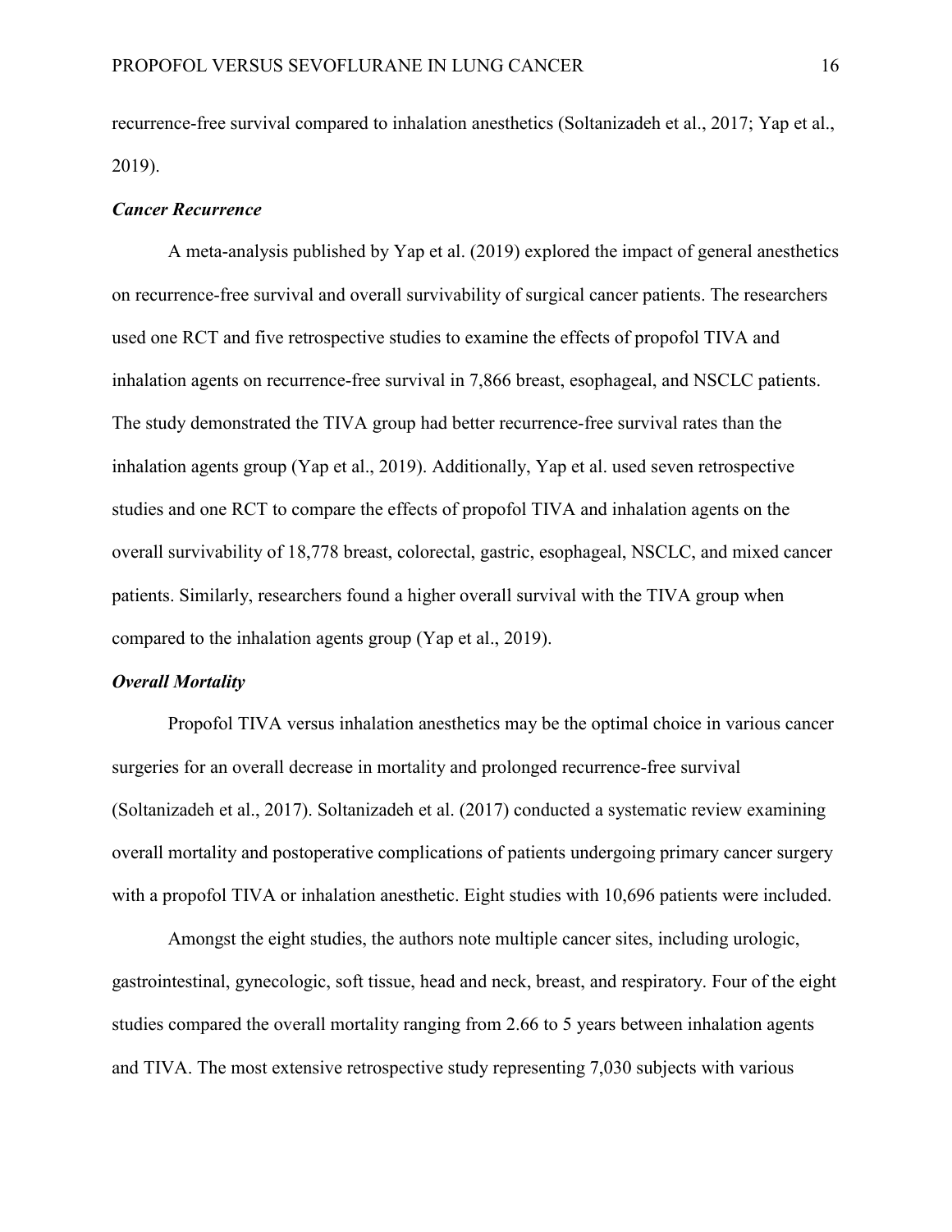recurrence-free survival compared to inhalation anesthetics (Soltanizadeh et al., 2017; Yap et al., 2019).

### *Cancer Recurrence*

A meta-analysis published by Yap et al. (2019) explored the impact of general anesthetics on recurrence-free survival and overall survivability of surgical cancer patients. The researchers used one RCT and five retrospective studies to examine the effects of propofol TIVA and inhalation agents on recurrence-free survival in 7,866 breast, esophageal, and NSCLC patients. The study demonstrated the TIVA group had better recurrence-free survival rates than the inhalation agents group (Yap et al., 2019). Additionally, Yap et al. used seven retrospective studies and one RCT to compare the effects of propofol TIVA and inhalation agents on the overall survivability of 18,778 breast, colorectal, gastric, esophageal, NSCLC, and mixed cancer patients. Similarly, researchers found a higher overall survival with the TIVA group when compared to the inhalation agents group (Yap et al., 2019).

### *Overall Mortality*

Propofol TIVA versus inhalation anesthetics may be the optimal choice in various cancer surgeries for an overall decrease in mortality and prolonged recurrence-free survival (Soltanizadeh et al., 2017). Soltanizadeh et al. (2017) conducted a systematic review examining overall mortality and postoperative complications of patients undergoing primary cancer surgery with a propofol TIVA or inhalation anesthetic. Eight studies with 10,696 patients were included.

Amongst the eight studies, the authors note multiple cancer sites, including urologic, gastrointestinal, gynecologic, soft tissue, head and neck, breast, and respiratory. Four of the eight studies compared the overall mortality ranging from 2.66 to 5 years between inhalation agents and TIVA. The most extensive retrospective study representing 7,030 subjects with various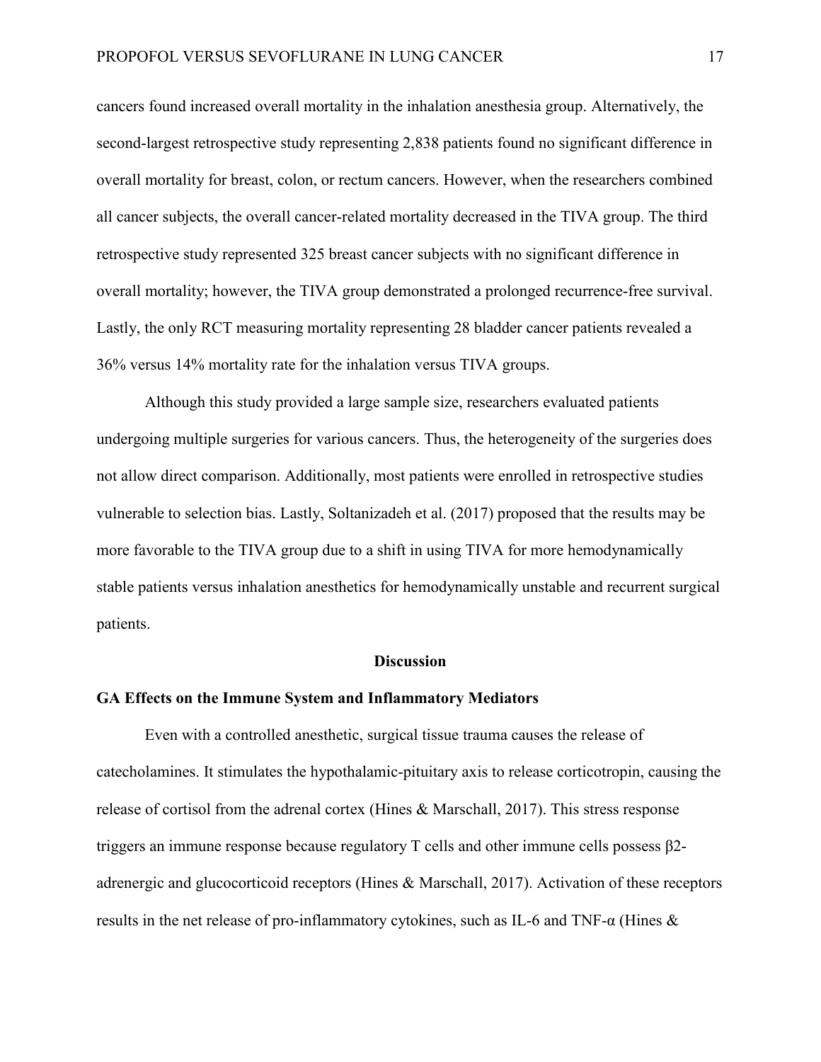cancers found increased overall mortality in the inhalation anesthesia group. Alternatively, the second-largest retrospective study representing 2,838 patients found no significant difference in overall mortality for breast, colon, or rectum cancers. However, when the researchers combined all cancer subjects, the overall cancer-related mortality decreased in the TIVA group. The third retrospective study represented 325 breast cancer subjects with no significant difference in overall mortality; however, the TIVA group demonstrated a prolonged recurrence-free survival. Lastly, the only RCT measuring mortality representing 28 bladder cancer patients revealed a 36% versus 14% mortality rate for the inhalation versus TIVA groups.

Although this study provided a large sample size, researchers evaluated patients undergoing multiple surgeries for various cancers. Thus, the heterogeneity of the surgeries does not allow direct comparison. Additionally, most patients were enrolled in retrospective studies vulnerable to selection bias. Lastly, Soltanizadeh et al. (2017) proposed that the results may be more favorable to the TIVA group due to a shift in using TIVA for more hemodynamically stable patients versus inhalation anesthetics for hemodynamically unstable and recurrent surgical patients.

## Discussion

### GA Effects on the Immune System and Inflammatory Mediators

Even with a controlled anesthetic, surgical tissue trauma causes the release of catecholamines. It stimulates the hypothalamic-pituitary axis to release corticotropin, causing the release of cortisol from the adrenal cortex (Hines & Marschall, 2017). This stress response triggers an immune response because regulatory T cells and other immune cells possess β2-adrenergic and glucocorticoid receptors (Hines & Marschall, 2017). Activation of these receptors results in the net release of pro-inflammatory cytokines, such as IL-6 and TNF-α (Hines &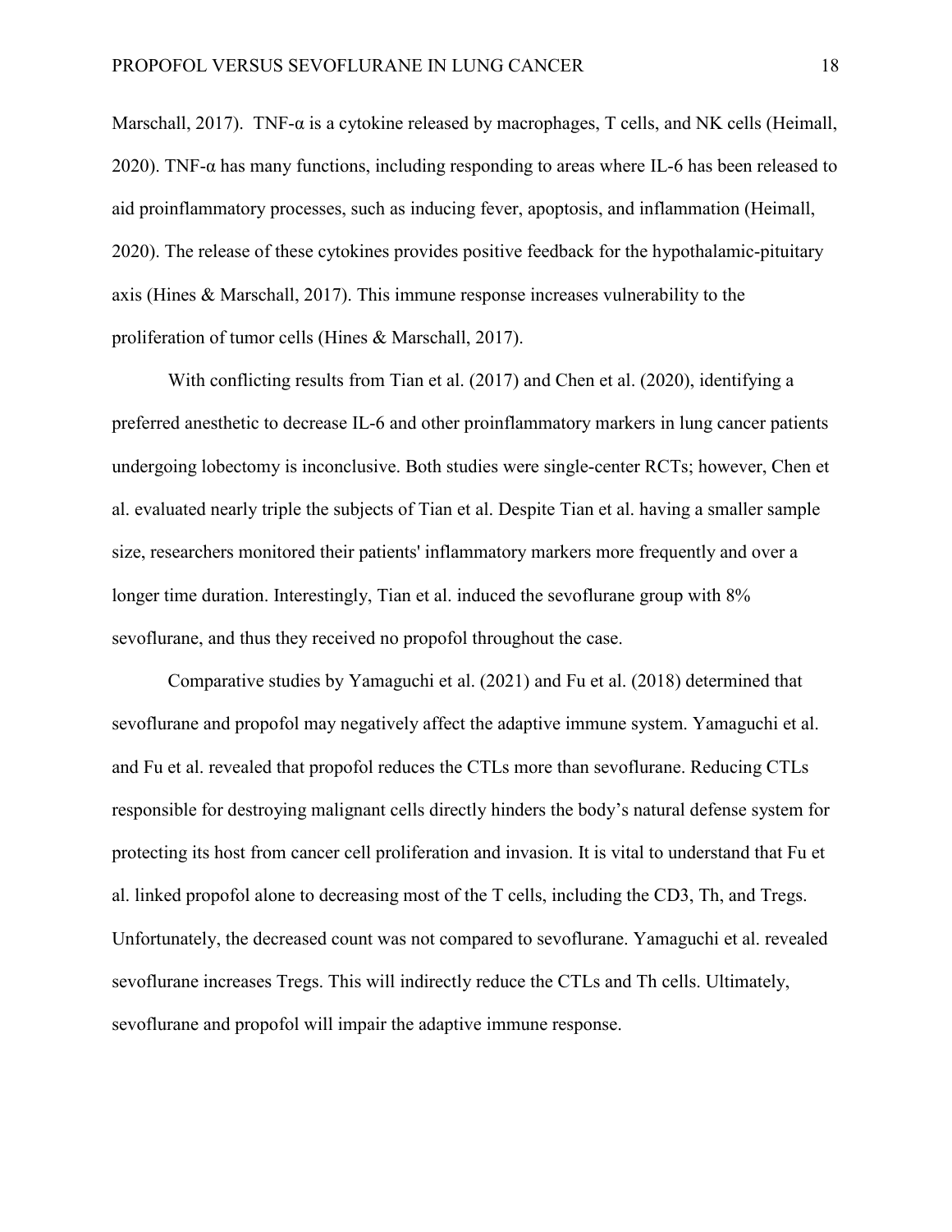Marschall, 2017). TNF-α is a cytokine released by macrophages, T cells, and NK cells (Heimall, 2020). TNF-α has many functions, including responding to areas where IL-6 has been released to aid proinflammatory processes, such as inducing fever, apoptosis, and inflammation (Heimall, 2020). The release of these cytokines provides positive feedback for the hypothalamic-pituitary axis (Hines & Marschall, 2017). This immune response increases vulnerability to the proliferation of tumor cells (Hines & Marschall, 2017).

With conflicting results from Tian et al. (2017) and Chen et al. (2020), identifying a preferred anesthetic to decrease IL-6 and other proinflammatory markers in lung cancer patients undergoing lobectomy is inconclusive. Both studies were single-center RCTs; however, Chen et al. evaluated nearly triple the subjects of Tian et al. Despite Tian et al. having a smaller sample size, researchers monitored their patients' inflammatory markers more frequently and over a longer time duration. Interestingly, Tian et al. induced the sevoflurane group with 8% sevoflurane, and thus they received no propofol throughout the case.

Comparative studies by Yamaguchi et al. (2021) and Fu et al. (2018) determined that sevoflurane and propofol may negatively affect the adaptive immune system. Yamaguchi et al. and Fu et al. revealed that propofol reduces the CTLs more than sevoflurane. Reducing CTLs responsible for destroying malignant cells directly hinders the body's natural defense system for protecting its host from cancer cell proliferation and invasion. It is vital to understand that Fu et al. linked propofol alone to decreasing most of the T cells, including the CD3, Th, and Tregs. Unfortunately, the decreased count was not compared to sevoflurane. Yamaguchi et al. revealed sevoflurane increases Tregs. This will indirectly reduce the CTLs and Th cells. Ultimately, sevoflurane and propofol will impair the adaptive immune response.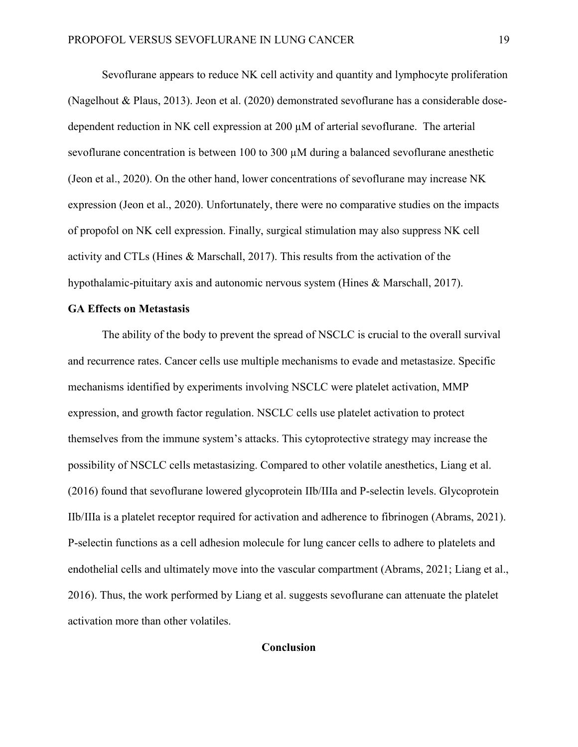Sevoflurane appears to reduce NK cell activity and quantity and lymphocyte proliferation (Nagelhout & Plaus, 2013). Jeon et al. (2020) demonstrated sevoflurane has a considerable dose-dependent reduction in NK cell expression at 200 µM of arterial sevoflurane. The arterial sevoflurane concentration is between 100 to 300 µM during a balanced sevoflurane anesthetic (Jeon et al., 2020). On the other hand, lower concentrations of sevoflurane may increase NK expression (Jeon et al., 2020). Unfortunately, there were no comparative studies on the impacts of propofol on NK cell expression. Finally, surgical stimulation may also suppress NK cell activity and CTLs (Hines & Marschall, 2017). This results from the activation of the hypothalamic-pituitary axis and autonomic nervous system (Hines & Marschall, 2017).

### GA Effects on Metastasis

The ability of the body to prevent the spread of NSCLC is crucial to the overall survival and recurrence rates. Cancer cells use multiple mechanisms to evade and metastasize. Specific mechanisms identified by experiments involving NSCLC were platelet activation, MMP expression, and growth factor regulation. NSCLC cells use platelet activation to protect themselves from the immune system's attacks. This cytoprotective strategy may increase the possibility of NSCLC cells metastasizing. Compared to other volatile anesthetics, Liang et al. (2016) found that sevoflurane lowered glycoprotein IIb/IIIa and P-selectin levels. Glycoprotein IIb/IIIa is a platelet receptor required for activation and adherence to fibrinogen (Abrams, 2021). P-selectin functions as a cell adhesion molecule for lung cancer cells to adhere to platelets and endothelial cells and ultimately move into the vascular compartment (Abrams, 2021; Liang et al., 2016). Thus, the work performed by Liang et al. suggests sevoflurane can attenuate the platelet activation more than other volatiles.

## Conclusion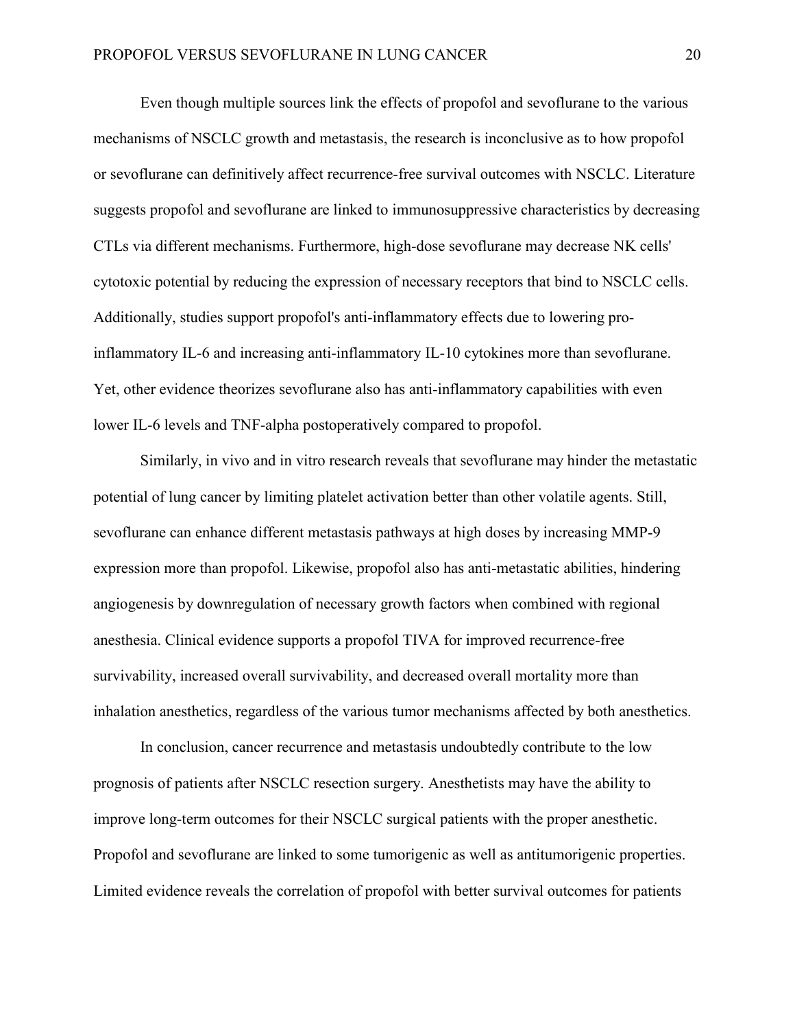Even though multiple sources link the effects of propofol and sevoflurane to the various mechanisms of NSCLC growth and metastasis, the research is inconclusive as to how propofol or sevoflurane can definitively affect recurrence-free survival outcomes with NSCLC. Literature suggests propofol and sevoflurane are linked to immunosuppressive characteristics by decreasing CTLs via different mechanisms. Furthermore, high-dose sevoflurane may decrease NK cells' cytotoxic potential by reducing the expression of necessary receptors that bind to NSCLC cells. Additionally, studies support propofol's anti-inflammatory effects due to lowering pro-inflammatory IL-6 and increasing anti-inflammatory IL-10 cytokines more than sevoflurane. Yet, other evidence theorizes sevoflurane also has anti-inflammatory capabilities with even lower IL-6 levels and TNF-alpha postoperatively compared to propofol.

Similarly, in vivo and in vitro research reveals that sevoflurane may hinder the metastatic potential of lung cancer by limiting platelet activation better than other volatile agents. Still, sevoflurane can enhance different metastasis pathways at high doses by increasing MMP-9 expression more than propofol. Likewise, propofol also has anti-metastatic abilities, hindering angiogenesis by downregulation of necessary growth factors when combined with regional anesthesia. Clinical evidence supports a propofol TIVA for improved recurrence-free survivability, increased overall survivability, and decreased overall mortality more than inhalation anesthetics, regardless of the various tumor mechanisms affected by both anesthetics.

In conclusion, cancer recurrence and metastasis undoubtedly contribute to the low prognosis of patients after NSCLC resection surgery. Anesthetists may have the ability to improve long-term outcomes for their NSCLC surgical patients with the proper anesthetic. Propofol and sevoflurane are linked to some tumorigenic as well as antitumorigenic properties. Limited evidence reveals the correlation of propofol with better survival outcomes for patients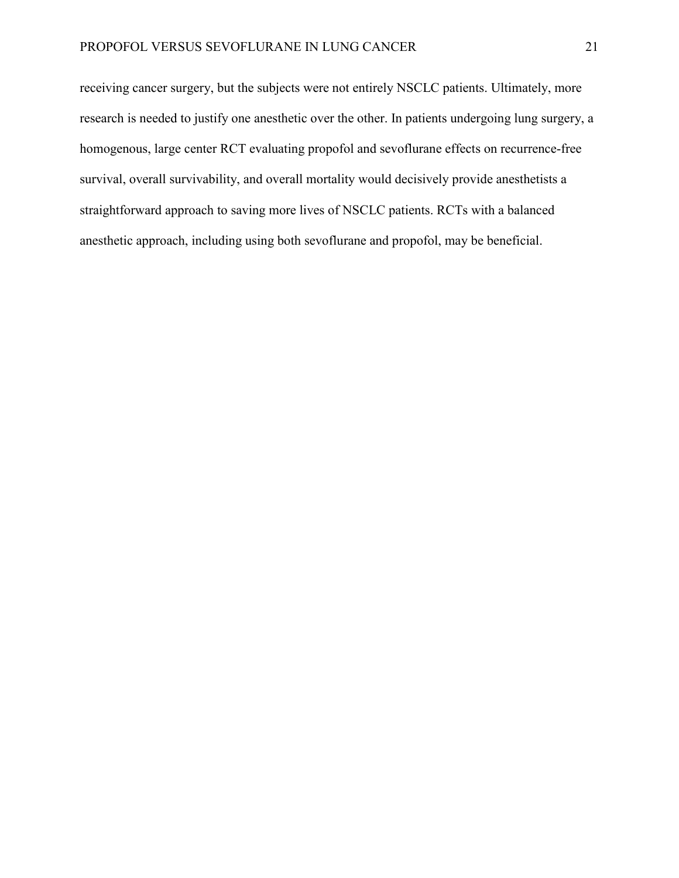receiving cancer surgery, but the subjects were not entirely NSCLC patients. Ultimately, more research is needed to justify one anesthetic over the other. In patients undergoing lung surgery, a homogenous, large center RCT evaluating propofol and sevoflurane effects on recurrence-free survival, overall survivability, and overall mortality would decisively provide anesthetists a straightforward approach to saving more lives of NSCLC patients. RCTs with a balanced anesthetic approach, including using both sevoflurane and propofol, may be beneficial.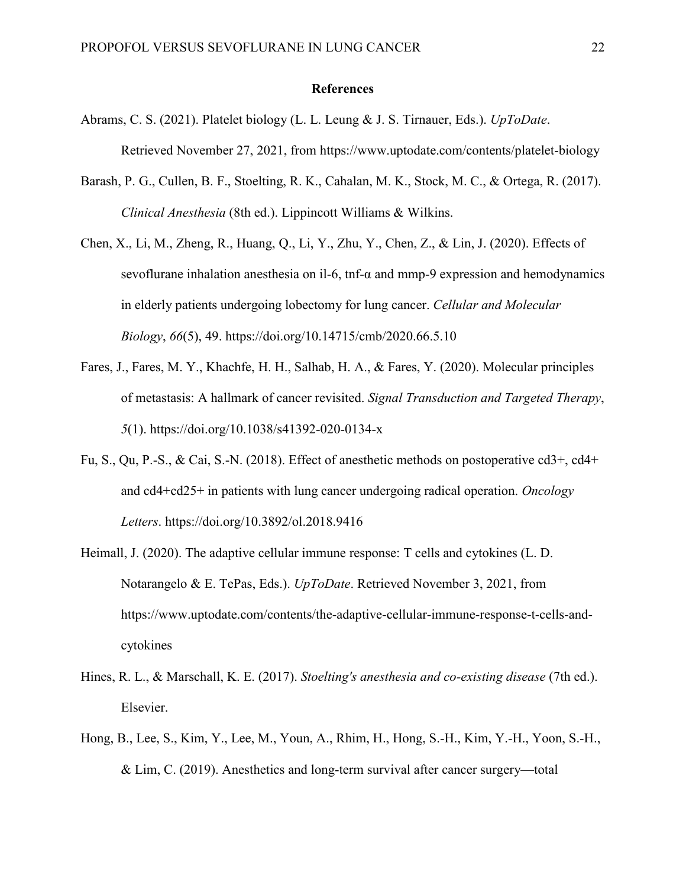# References

Abrams, C. S. (2021). Platelet biology (L. L. Leung & J. S. Tirnauer, Eds.). *UpToDate*. Retrieved November 27, 2021, from https://www.uptodate.com/contents/platelet-biology

Barash, P. G., Cullen, B. F., Stoelting, R. K., Cahalan, M. K., Stock, M. C., & Ortega, R. (2017). *Clinical Anesthesia* (8th ed.). Lippincott Williams & Wilkins.

Chen, X., Li, M., Zheng, R., Huang, Q., Li, Y., Zhu, Y., Chen, Z., & Lin, J. (2020). Effects of sevoflurane inhalation anesthesia on il-6, tnf-α and mmp-9 expression and hemodynamics in elderly patients undergoing lobectomy for lung cancer. *Cellular and Molecular Biology*, *66*(5), 49. https://doi.org/10.14715/cmb/2020.66.5.10

Fares, J., Fares, M. Y., Khachfe, H. H., Salhab, H. A., & Fares, Y. (2020). Molecular principles of metastasis: A hallmark of cancer revisited. *Signal Transduction and Targeted Therapy*, *5*(1). https://doi.org/10.1038/s41392-020-0134-x

Fu, S., Qu, P.-S., & Cai, S.-N. (2018). Effect of anesthetic methods on postoperative cd3+, cd4+ and cd4+cd25+ in patients with lung cancer undergoing radical operation. *Oncology Letters*. https://doi.org/10.3892/ol.2018.9416

Heimall, J. (2020). The adaptive cellular immune response: T cells and cytokines (L. D. Notarangelo & E. TePas, Eds.). *UpToDate*. Retrieved November 3, 2021, from https://www.uptodate.com/contents/the-adaptive-cellular-immune-response-t-cells-and-cytokines

Hines, R. L., & Marschall, K. E. (2017). *Stoelting's anesthesia and co-existing disease* (7th ed.). Elsevier.

Hong, B., Lee, S., Kim, Y., Lee, M., Youn, A., Rhim, H., Hong, S.-H., Kim, Y.-H., Yoon, S.-H., & Lim, C. (2019). Anesthetics and long-term survival after cancer surgery—total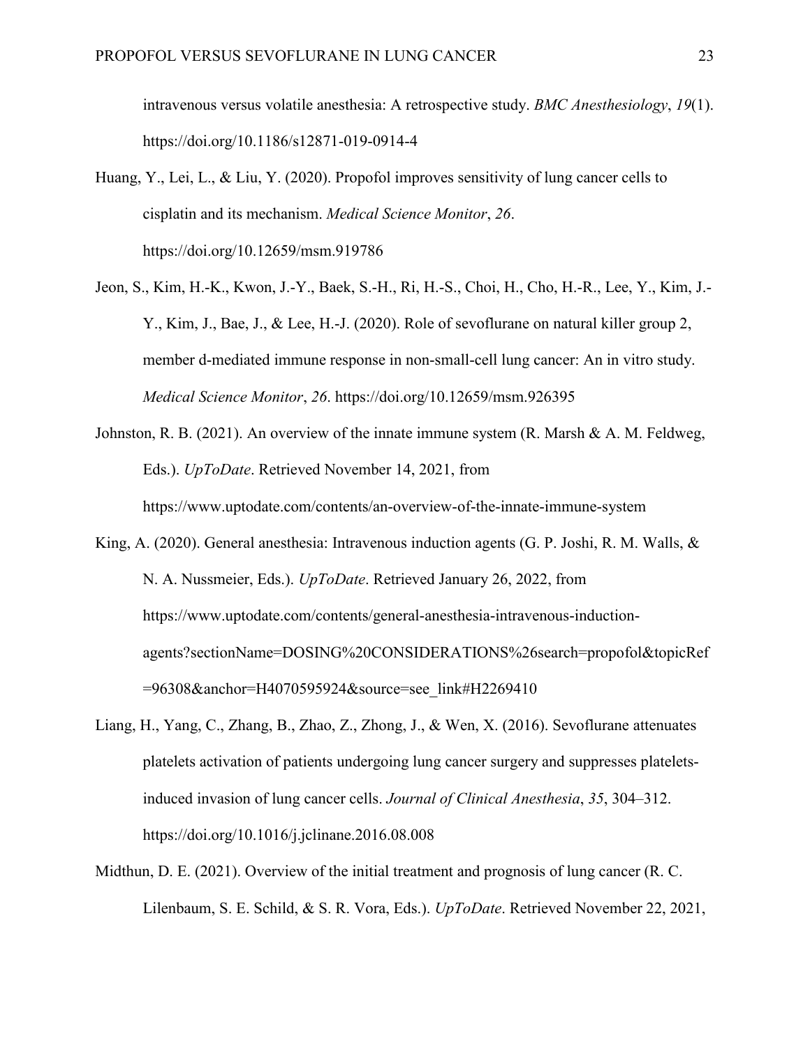intravenous versus volatile anesthesia: A retrospective study. *BMC Anesthesiology*, *19*(1). https://doi.org/10.1186/s12871-019-0914-4

Huang, Y., Lei, L., & Liu, Y. (2020). Propofol improves sensitivity of lung cancer cells to cisplatin and its mechanism. *Medical Science Monitor*, *26*. https://doi.org/10.12659/msm.919786

Jeon, S., Kim, H.-K., Kwon, J.-Y., Baek, S.-H., Ri, H.-S., Choi, H., Cho, H.-R., Lee, Y., Kim, J.-Y., Kim, J., Bae, J., & Lee, H.-J. (2020). Role of sevoflurane on natural killer group 2, member d-mediated immune response in non-small-cell lung cancer: An in vitro study. *Medical Science Monitor*, *26*. https://doi.org/10.12659/msm.926395

Johnston, R. B. (2021). An overview of the innate immune system (R. Marsh & A. M. Feldweg, Eds.). *UpToDate*. Retrieved November 14, 2021, from https://www.uptodate.com/contents/an-overview-of-the-innate-immune-system

King, A. (2020). General anesthesia: Intravenous induction agents (G. P. Joshi, R. M. Walls, & N. A. Nussmeier, Eds.). *UpToDate*. Retrieved January 26, 2022, from https://www.uptodate.com/contents/general-anesthesia-intravenous-induction-agents?sectionName=DOSING%20CONSIDERATIONS%26search=propofol&topicRef=96308&anchor=H4070595924&source=see_link#H2269410

Liang, H., Yang, C., Zhang, B., Zhao, Z., Zhong, J., & Wen, X. (2016). Sevoflurane attenuates platelets activation of patients undergoing lung cancer surgery and suppresses platelets-induced invasion of lung cancer cells. *Journal of Clinical Anesthesia*, *35*, 304–312. https://doi.org/10.1016/j.jclinane.2016.08.008

Midthun, D. E. (2021). Overview of the initial treatment and prognosis of lung cancer (R. C. Lilenbaum, S. E. Schild, & S. R. Vora, Eds.). *UpToDate*. Retrieved November 22, 2021,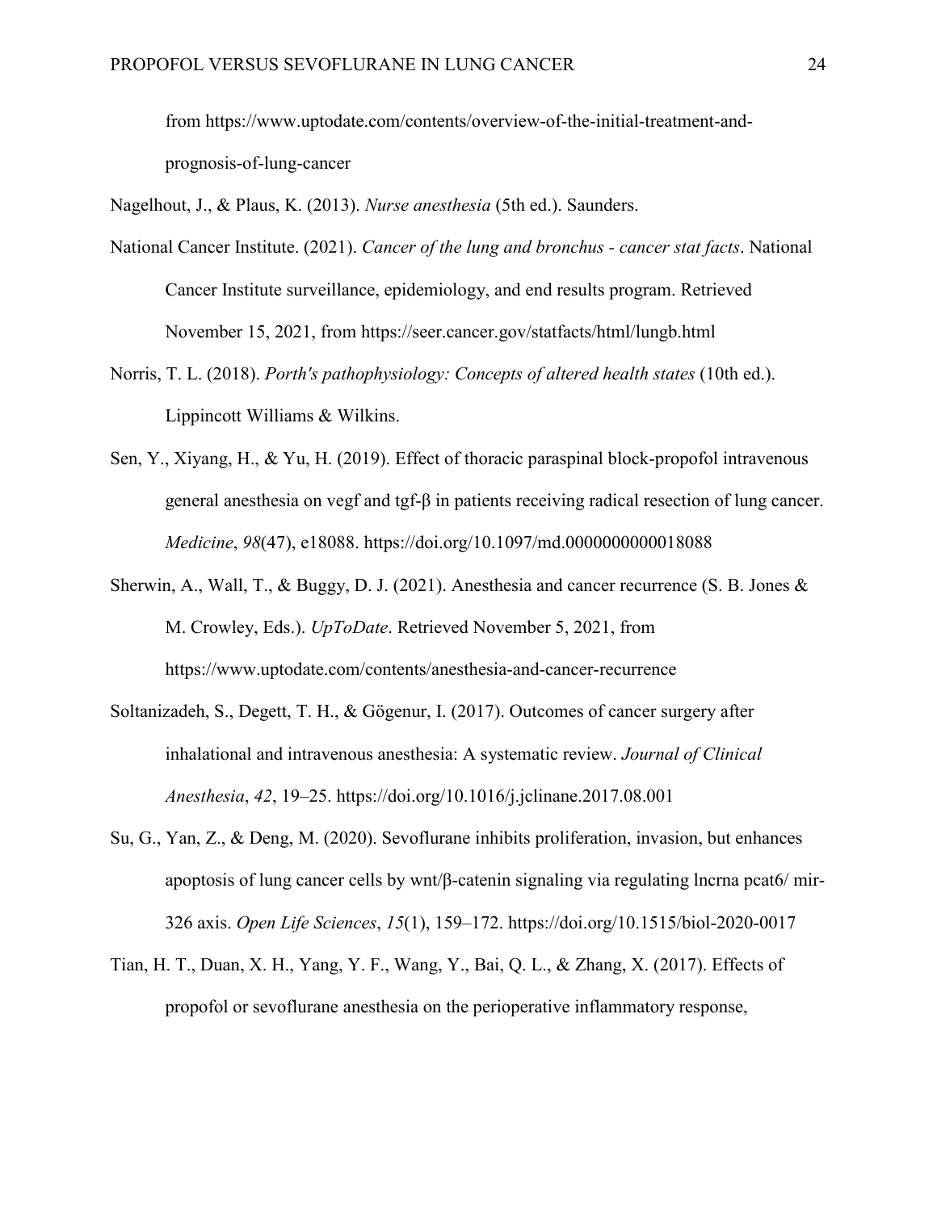from https://www.uptodate.com/contents/overview-of-the-initial-treatment-and-prognosis-of-lung-cancer

Nagelhout, J., & Plaus, K. (2013). *Nurse anesthesia* (5th ed.). Saunders.

National Cancer Institute. (2021). *Cancer of the lung and bronchus - cancer stat facts*. National Cancer Institute surveillance, epidemiology, and end results program. Retrieved November 15, 2021, from https://seer.cancer.gov/statfacts/html/lungb.html

Norris, T. L. (2018). *Porth's pathophysiology: Concepts of altered health states* (10th ed.). Lippincott Williams & Wilkins.

Sen, Y., Xiyang, H., & Yu, H. (2019). Effect of thoracic paraspinal block-propofol intravenous general anesthesia on vegf and tgf-β in patients receiving radical resection of lung cancer. *Medicine*, *98*(47), e18088. https://doi.org/10.1097/md.0000000000018088

Sherwin, A., Wall, T., & Buggy, D. J. (2021). Anesthesia and cancer recurrence (S. B. Jones & M. Crowley, Eds.). *UpToDate*. Retrieved November 5, 2021, from https://www.uptodate.com/contents/anesthesia-and-cancer-recurrence

Soltanizadeh, S., Degett, T. H., & Gögenur, I. (2017). Outcomes of cancer surgery after inhalational and intravenous anesthesia: A systematic review. *Journal of Clinical Anesthesia*, *42*, 19–25. https://doi.org/10.1016/j.jclinane.2017.08.001

Su, G., Yan, Z., & Deng, M. (2020). Sevoflurane inhibits proliferation, invasion, but enhances apoptosis of lung cancer cells by wnt/β-catenin signaling via regulating lncrna pcat6/ mir-326 axis. *Open Life Sciences*, *15*(1), 159–172. https://doi.org/10.1515/biol-2020-0017

Tian, H. T., Duan, X. H., Yang, Y. F., Wang, Y., Bai, Q. L., & Zhang, X. (2017). Effects of propofol or sevoflurane anesthesia on the perioperative inflammatory response,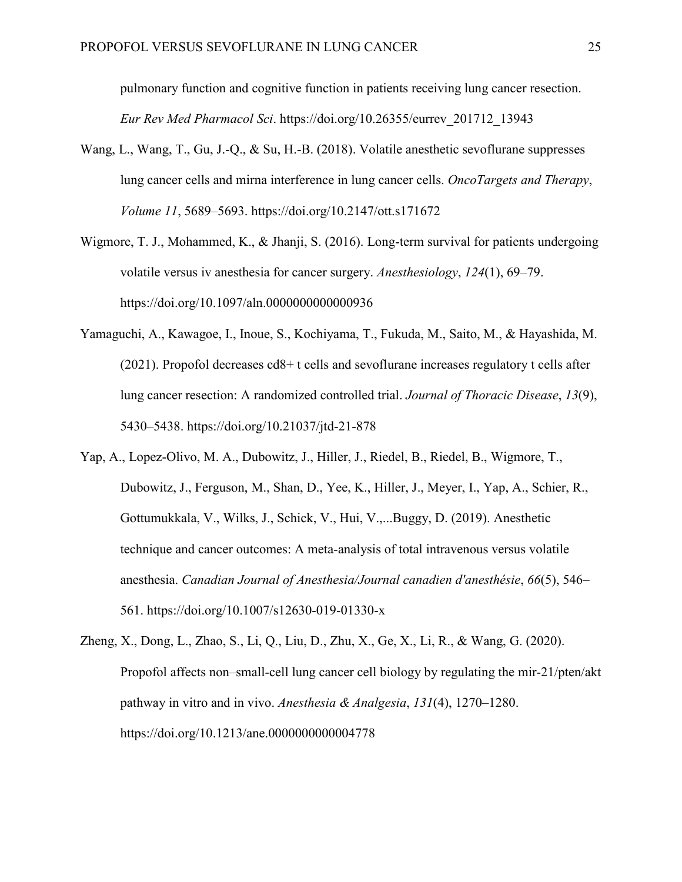pulmonary function and cognitive function in patients receiving lung cancer resection. *Eur Rev Med Pharmacol Sci*. https://doi.org/10.26355/eurrev_201712_13943

Wang, L., Wang, T., Gu, J.-Q., & Su, H.-B. (2018). Volatile anesthetic sevoflurane suppresses lung cancer cells and mirna interference in lung cancer cells. *OncoTargets and Therapy*, *Volume 11*, 5689–5693. https://doi.org/10.2147/ott.s171672

Wigmore, T. J., Mohammed, K., & Jhanji, S. (2016). Long-term survival for patients undergoing volatile versus iv anesthesia for cancer surgery. *Anesthesiology*, *124*(1), 69–79. https://doi.org/10.1097/aln.0000000000000936

Yamaguchi, A., Kawagoe, I., Inoue, S., Kochiyama, T., Fukuda, M., Saito, M., & Hayashida, M. (2021). Propofol decreases cd8+ t cells and sevoflurane increases regulatory t cells after lung cancer resection: A randomized controlled trial. *Journal of Thoracic Disease*, *13*(9), 5430–5438. https://doi.org/10.21037/jtd-21-878

Yap, A., Lopez-Olivo, M. A., Dubowitz, J., Hiller, J., Riedel, B., Riedel, B., Wigmore, T., Dubowitz, J., Ferguson, M., Shan, D., Yee, K., Hiller, J., Meyer, I., Yap, A., Schier, R., Gottumukkala, V., Wilks, J., Schick, V., Hui, V.,...Buggy, D. (2019). Anesthetic technique and cancer outcomes: A meta-analysis of total intravenous versus volatile anesthesia. *Canadian Journal of Anesthesia/Journal canadien d'anesthésie*, *66*(5), 546–561. https://doi.org/10.1007/s12630-019-01330-x

Zheng, X., Dong, L., Zhao, S., Li, Q., Liu, D., Zhu, X., Ge, X., Li, R., & Wang, G. (2020). Propofol affects non–small-cell lung cancer cell biology by regulating the mir-21/pten/akt pathway in vitro and in vivo. *Anesthesia & Analgesia*, *131*(4), 1270–1280. https://doi.org/10.1213/ane.0000000000004778